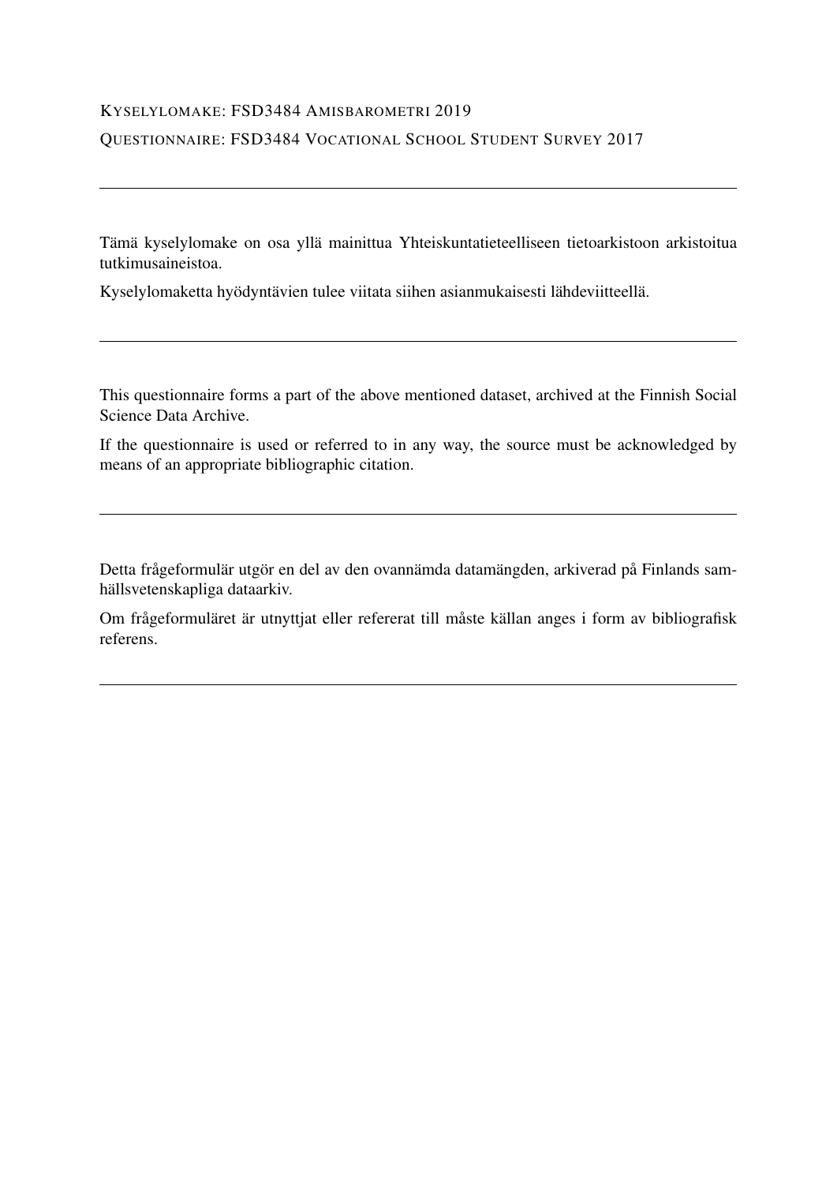KYSELYLOMAKE: FSD3484 AMISBAROMETRI 2019

QUESTIONNAIRE: FSD3484 VOCATIONAL SCHOOL STUDENT SURVEY 2017

---

Tämä kyselylomake on osa yllä mainittua Yhteiskuntatieteelliseen tietoarkistoon arkistoitua tutkimusaineistoa.

Kyselylomaketta hyödyntävien tulee viitata siihen asianmukaisesti lähdeviitteellä.

---

This questionnaire forms a part of the above mentioned dataset, archived at the Finnish Social Science Data Archive.

If the questionnaire is used or referred to in any way, the source must be acknowledged by means of an appropriate bibliographic citation.

---

Detta frågeformulär utgör en del av den ovannämda datamängden, arkiverad på Finlands samhällsvetenskapliga dataarkiv.

Om frågeformuläret är utnyttjat eller refererat till måste källan anges i form av bibliografisk referens.

---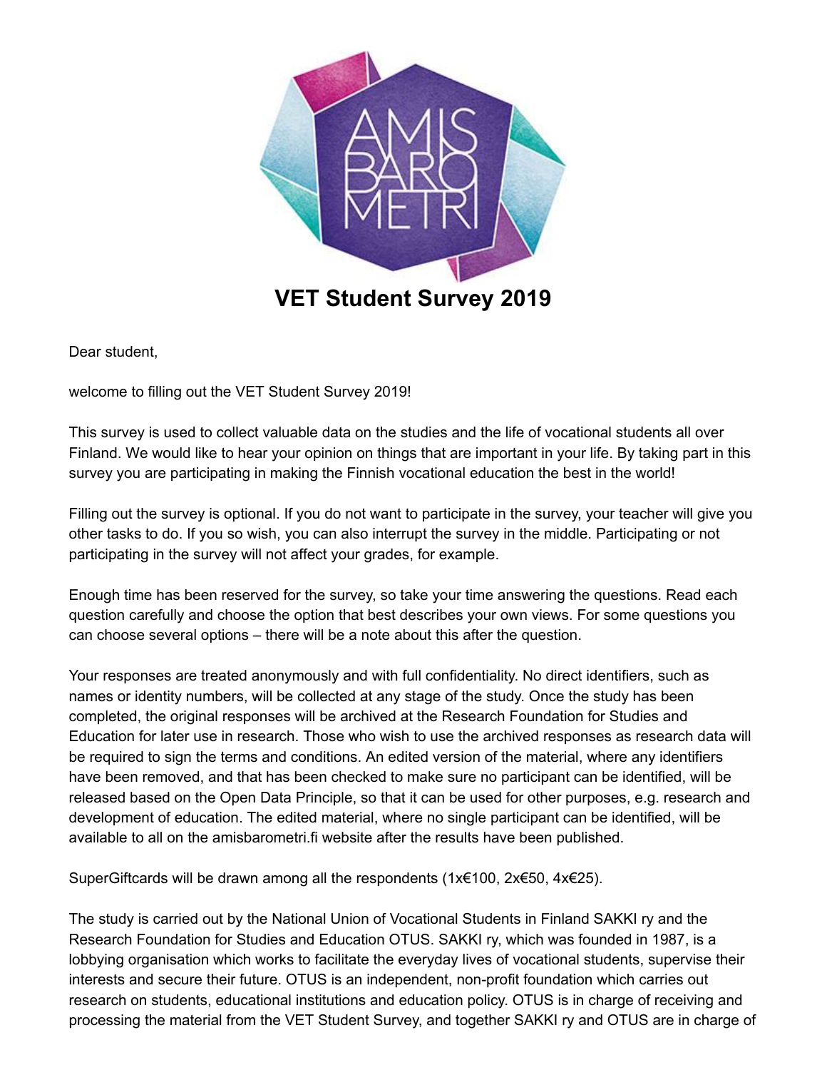# VET Student Survey 2019

Dear student,

welcome to filling out the VET Student Survey 2019!

This survey is used to collect valuable data on the studies and the life of vocational students all over Finland. We would like to hear your opinion on things that are important in your life. By taking part in this survey you are participating in making the Finnish vocational education the best in the world!

Filling out the survey is optional. If you do not want to participate in the survey, your teacher will give you other tasks to do. If you so wish, you can also interrupt the survey in the middle. Participating or not participating in the survey will not affect your grades, for example.

Enough time has been reserved for the survey, so take your time answering the questions. Read each question carefully and choose the option that best describes your own views. For some questions you can choose several options – there will be a note about this after the question.

Your responses are treated anonymously and with full confidentiality. No direct identifiers, such as names or identity numbers, will be collected at any stage of the study. Once the study has been completed, the original responses will be archived at the Research Foundation for Studies and Education for later use in research. Those who wish to use the archived responses as research data will be required to sign the terms and conditions. An edited version of the material, where any identifiers have been removed, and that has been checked to make sure no participant can be identified, will be released based on the Open Data Principle, so that it can be used for other purposes, e.g. research and development of education. The edited material, where no single participant can be identified, will be available to all on the amisbarometri.fi website after the results have been published.

SuperGiftcards will be drawn among all the respondents (1x€100, 2x€50, 4x€25).

The study is carried out by the National Union of Vocational Students in Finland SAKKI ry and the Research Foundation for Studies and Education OTUS. SAKKI ry, which was founded in 1987, is a lobbying organisation which works to facilitate the everyday lives of vocational students, supervise their interests and secure their future. OTUS is an independent, non-profit foundation which carries out research on students, educational institutions and education policy. OTUS is in charge of receiving and processing the material from the VET Student Survey, and together SAKKI ry and OTUS are in charge of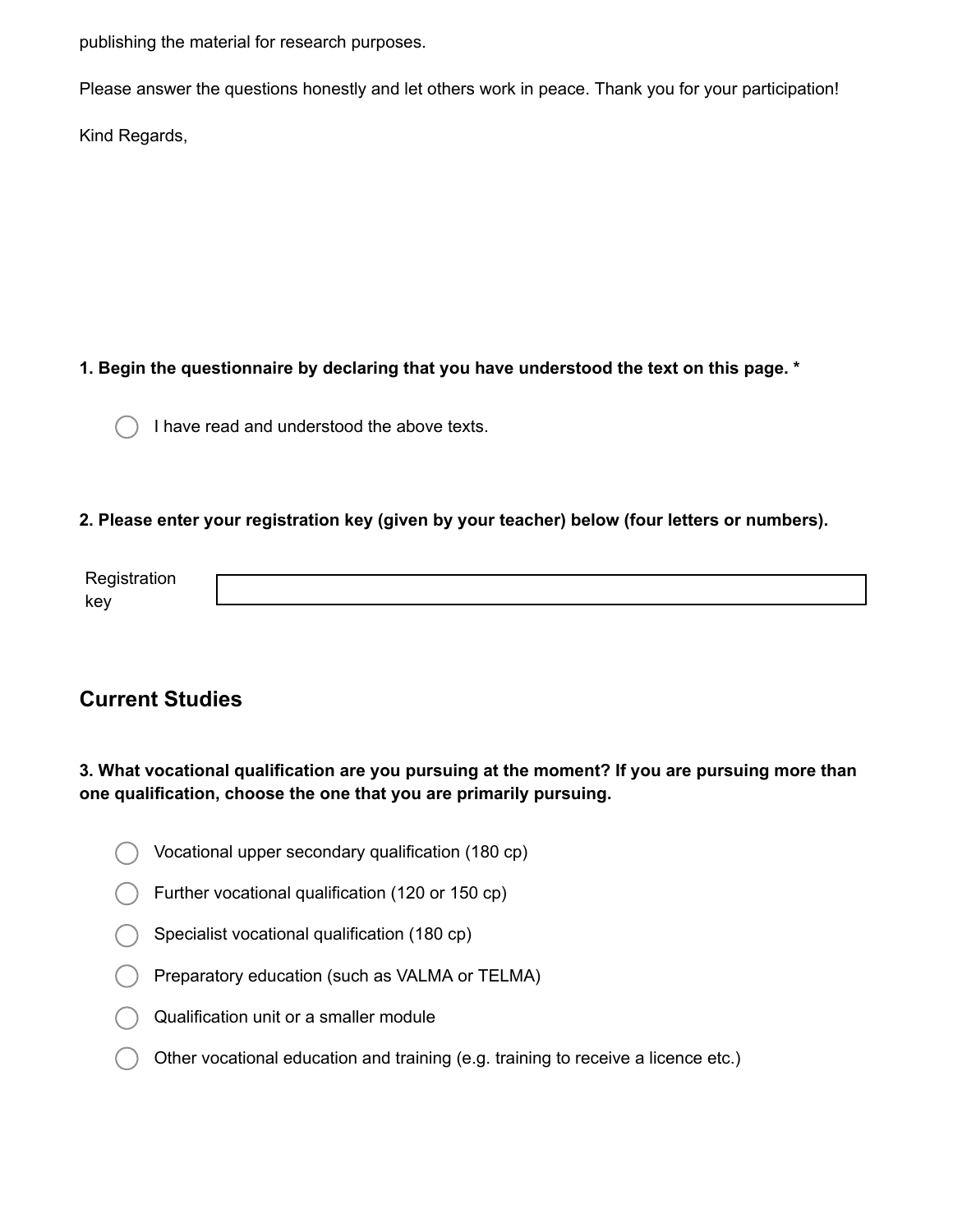publishing the material for research purposes.

Please answer the questions honestly and let others work in peace. Thank you for your participation!

Kind Regards,

**1. Begin the questionnaire by declaring that you have understood the text on this page. ***

- ◯ I have read and understood the above texts.

**2. Please enter your registration key (given by your teacher) below (four letters or numbers).**

Registration key ________________________________

## Current Studies

**3. What vocational qualification are you pursuing at the moment? If you are pursuing more than one qualification, choose the one that you are primarily pursuing.**

- ◯ Vocational upper secondary qualification (180 cp)
- ◯ Further vocational qualification (120 or 150 cp)
- ◯ Specialist vocational qualification (180 cp)
- ◯ Preparatory education (such as VALMA or TELMA)
- ◯ Qualification unit or a smaller module
- ◯ Other vocational education and training (e.g. training to receive a licence etc.)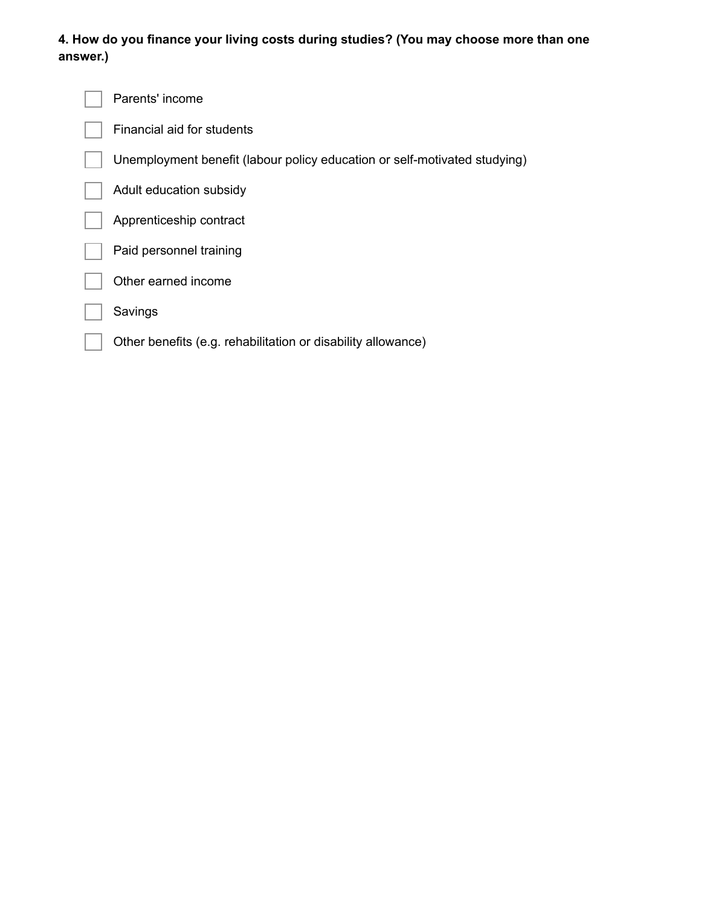**4. How do you finance your living costs during studies? (You may choose more than one answer.)**

- [ ] Parents' income
- [ ] Financial aid for students
- [ ] Unemployment benefit (labour policy education or self-motivated studying)
- [ ] Adult education subsidy
- [ ] Apprenticeship contract
- [ ] Paid personnel training
- [ ] Other earned income
- [ ] Savings
- [ ] Other benefits (e.g. rehabilitation or disability allowance)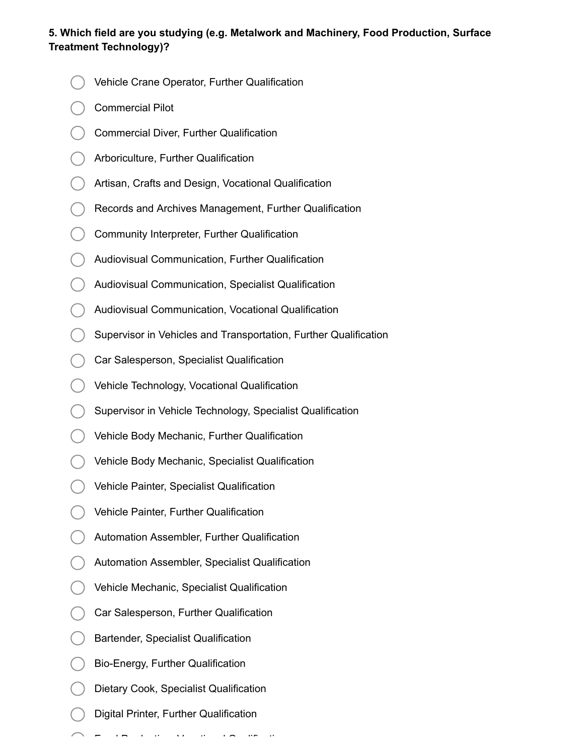**5. Which field are you studying (e.g. Metalwork and Machinery, Food Production, Surface Treatment Technology)?**

- Vehicle Crane Operator, Further Qualification
- Commercial Pilot
- Commercial Diver, Further Qualification
- Arboriculture, Further Qualification
- Artisan, Crafts and Design, Vocational Qualification
- Records and Archives Management, Further Qualification
- Community Interpreter, Further Qualification
- Audiovisual Communication, Further Qualification
- Audiovisual Communication, Specialist Qualification
- Audiovisual Communication, Vocational Qualification
- Supervisor in Vehicles and Transportation, Further Qualification
- Car Salesperson, Specialist Qualification
- Vehicle Technology, Vocational Qualification
- Supervisor in Vehicle Technology, Specialist Qualification
- Vehicle Body Mechanic, Further Qualification
- Vehicle Body Mechanic, Specialist Qualification
- Vehicle Painter, Specialist Qualification
- Vehicle Painter, Further Qualification
- Automation Assembler, Further Qualification
- Automation Assembler, Specialist Qualification
- Vehicle Mechanic, Specialist Qualification
- Car Salesperson, Further Qualification
- Bartender, Specialist Qualification
- Bio-Energy, Further Qualification
- Dietary Cook, Specialist Qualification
- Digital Printer, Further Qualification
- Food Production, Vocational Qualification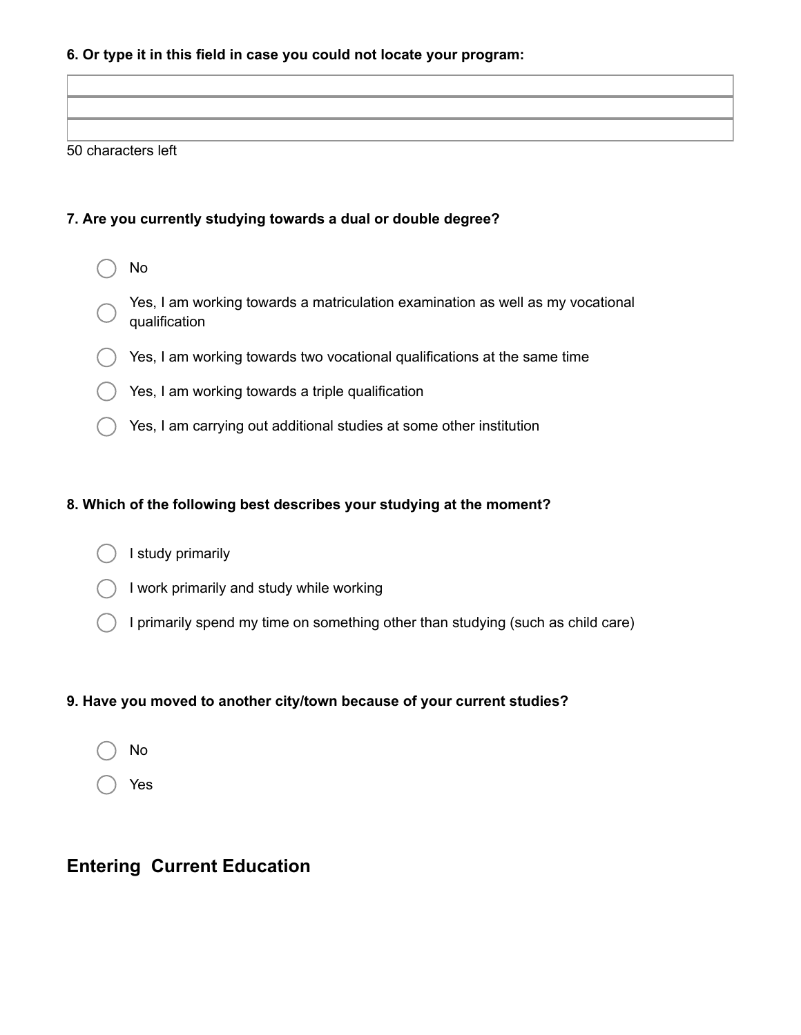**6. Or type it in this field in case you could not locate your program:**

50 characters left

**7. Are you currently studying towards a dual or double degree?**

- No
- Yes, I am working towards a matriculation examination as well as my vocational qualification
- Yes, I am working towards two vocational qualifications at the same time
- Yes, I am working towards a triple qualification
- Yes, I am carrying out additional studies at some other institution

**8. Which of the following best describes your studying at the moment?**

- I study primarily
- I work primarily and study while working
- I primarily spend my time on something other than studying (such as child care)

**9. Have you moved to another city/town because of your current studies?**

- No
- Yes

## Entering Current Education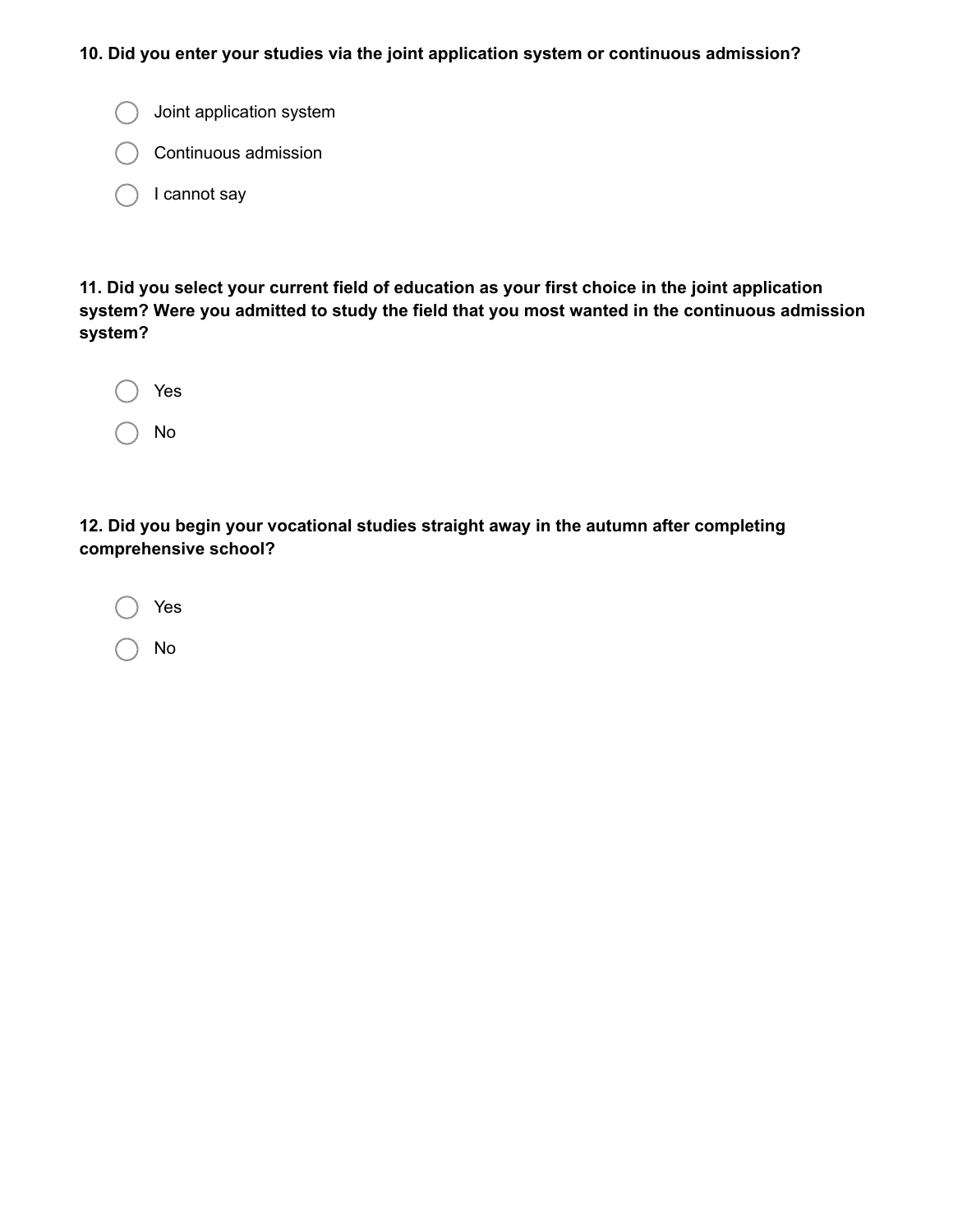**10. Did you enter your studies via the joint application system or continuous admission?**

- ◯ Joint application system
- ◯ Continuous admission
- ◯ I cannot say

**11. Did you select your current field of education as your first choice in the joint application system? Were you admitted to study the field that you most wanted in the continuous admission system?**

- ◯ Yes
- ◯ No

**12. Did you begin your vocational studies straight away in the autumn after completing comprehensive school?**

- ◯ Yes
- ◯ No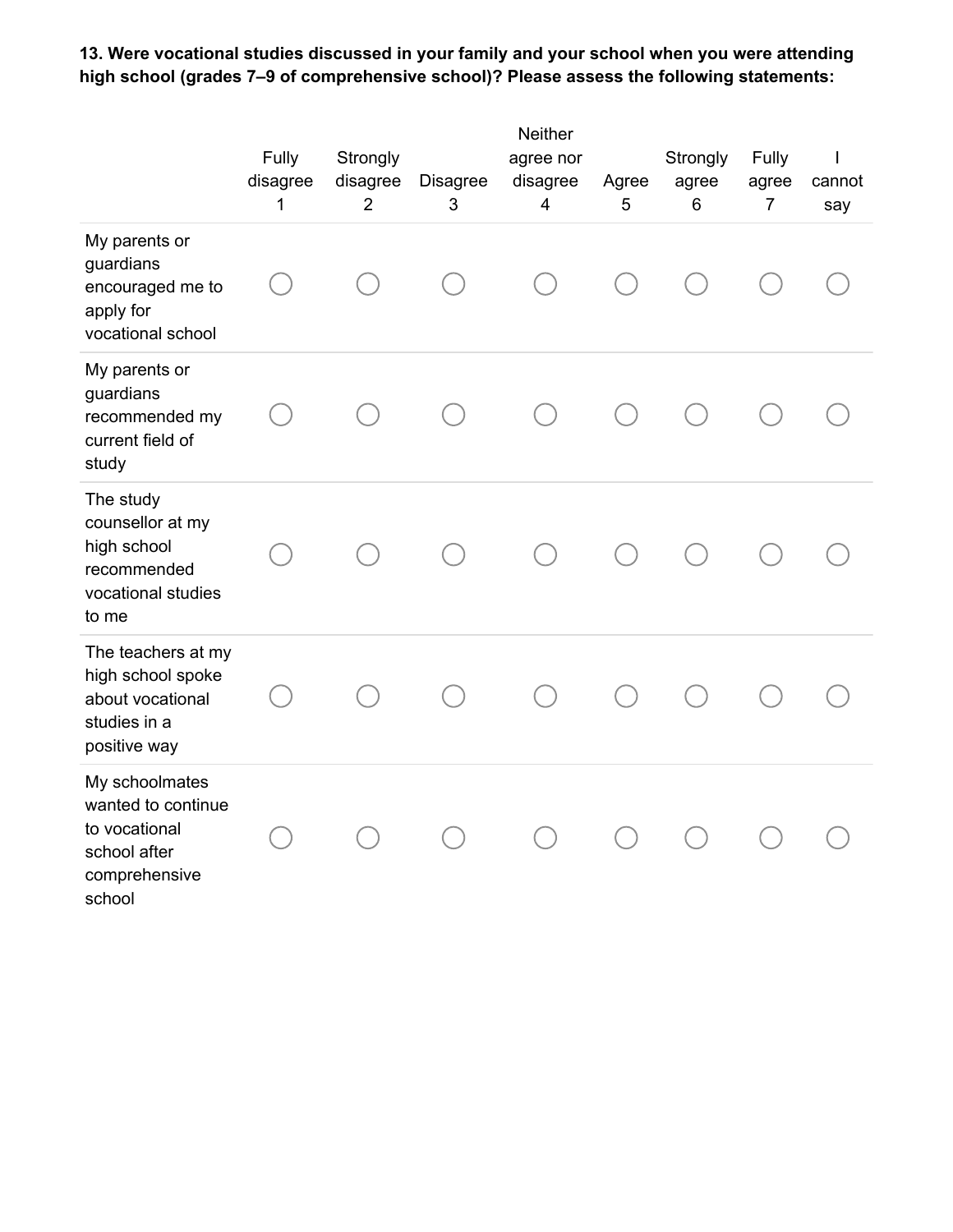**13. Were vocational studies discussed in your family and your school when you were attending high school (grades 7–9 of comprehensive school)? Please assess the following statements:**

| | Fully disagree 1 | Strongly disagree 2 | Disagree 3 | Neither agree nor disagree 4 | Agree 5 | Strongly agree 6 | Fully agree 7 | I cannot say |
|---|---|---|---|---|---|---|---|---|
| My parents or guardians encouraged me to apply for vocational school | ○ | ○ | ○ | ○ | ○ | ○ | ○ | ○ |
| My parents or guardians recommended my current field of study | ○ | ○ | ○ | ○ | ○ | ○ | ○ | ○ |
| The study counsellor at my high school recommended vocational studies to me | ○ | ○ | ○ | ○ | ○ | ○ | ○ | ○ |
| The teachers at my high school spoke about vocational studies in a positive way | ○ | ○ | ○ | ○ | ○ | ○ | ○ | ○ |
| My schoolmates wanted to continue to vocational school after comprehensive school | ○ | ○ | ○ | ○ | ○ | ○ | ○ | ○ |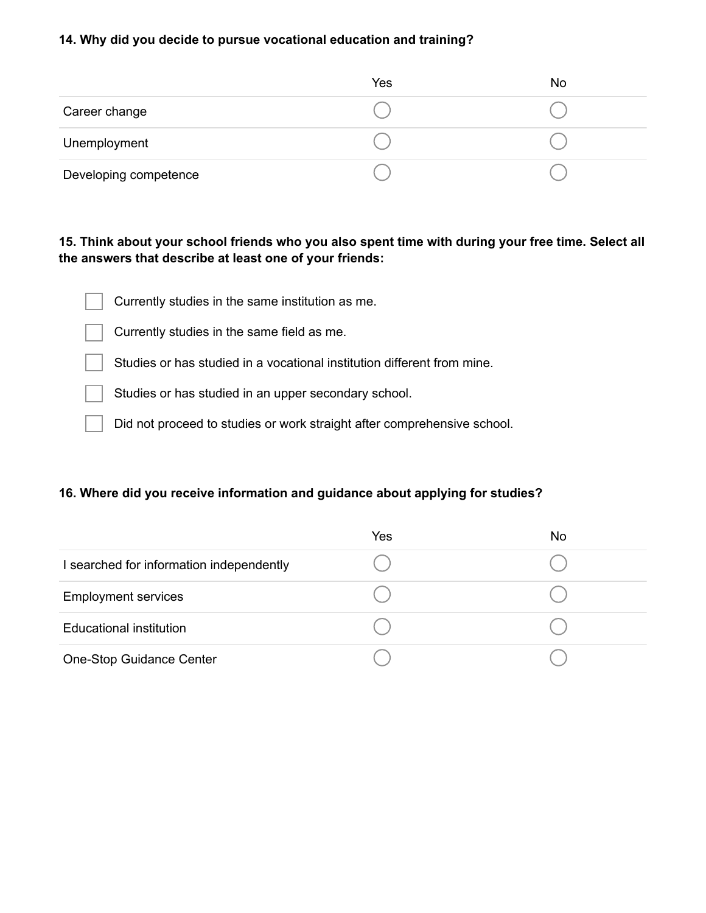**14. Why did you decide to pursue vocational education and training?**

| | Yes | No |
|---|---|---|
| Career change | ○ | ○ |
| Unemployment | ○ | ○ |
| Developing competence | ○ | ○ |

**15. Think about your school friends who you also spent time with during your free time. Select all the answers that describe at least one of your friends:**

- [ ] Currently studies in the same institution as me.
- [ ] Currently studies in the same field as me.
- [ ] Studies or has studied in a vocational institution different from mine.
- [ ] Studies or has studied in an upper secondary school.
- [ ] Did not proceed to studies or work straight after comprehensive school.

**16. Where did you receive information and guidance about applying for studies?**

| | Yes | No |
|---|---|---|
| I searched for information independently | ○ | ○ |
| Employment services | ○ | ○ |
| Educational institution | ○ | ○ |
| One-Stop Guidance Center | ○ | ○ |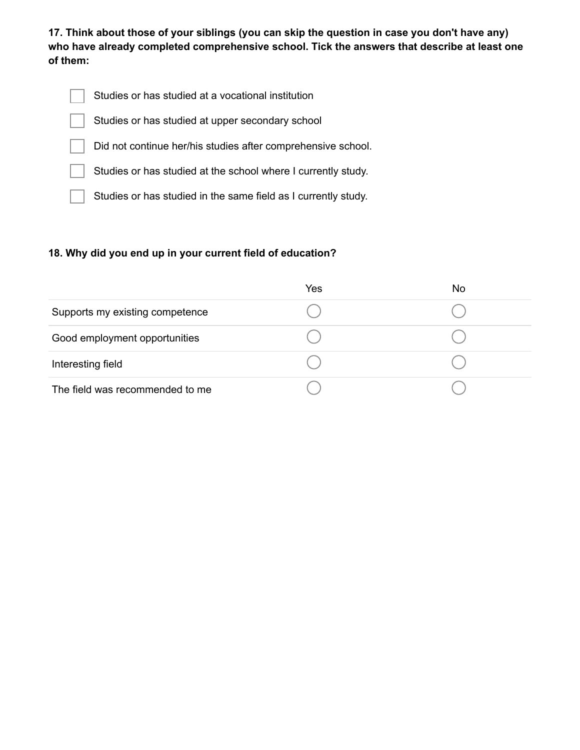**17. Think about those of your siblings (you can skip the question in case you don't have any) who have already completed comprehensive school. Tick the answers that describe at least one of them:**

- [ ] Studies or has studied at a vocational institution
- [ ] Studies or has studied at upper secondary school
- [ ] Did not continue her/his studies after comprehensive school.
- [ ] Studies or has studied at the school where I currently study.
- [ ] Studies or has studied in the same field as I currently study.

**18. Why did you end up in your current field of education?**

| | Yes | No |
|---|---|---|
| Supports my existing competence | ◯ | ◯ |
| Good employment opportunities | ◯ | ◯ |
| Interesting field | ◯ | ◯ |
| The field was recommended to me | ◯ | ◯ |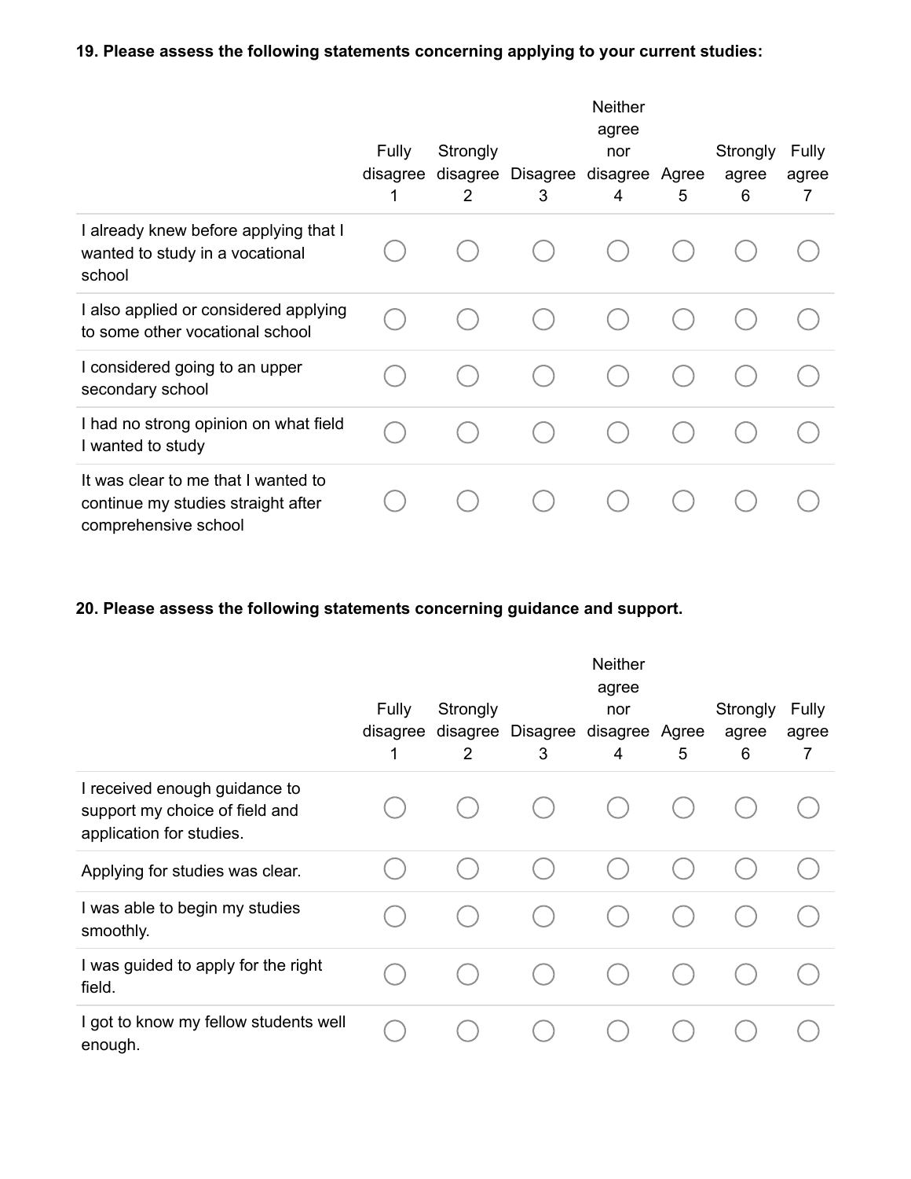**19. Please assess the following statements concerning applying to your current studies:**

| | Fully disagree 1 | Strongly disagree 2 | Disagree 3 | Neither agree nor disagree 4 | Agree 5 | Strongly agree 6 | Fully agree 7 |
|---|---|---|---|---|---|---|---|
| I already knew before applying that I wanted to study in a vocational school | ◯ | ◯ | ◯ | ◯ | ◯ | ◯ | ◯ |
| I also applied or considered applying to some other vocational school | ◯ | ◯ | ◯ | ◯ | ◯ | ◯ | ◯ |
| I considered going to an upper secondary school | ◯ | ◯ | ◯ | ◯ | ◯ | ◯ | ◯ |
| I had no strong opinion on what field I wanted to study | ◯ | ◯ | ◯ | ◯ | ◯ | ◯ | ◯ |
| It was clear to me that I wanted to continue my studies straight after comprehensive school | ◯ | ◯ | ◯ | ◯ | ◯ | ◯ | ◯ |

**20. Please assess the following statements concerning guidance and support.**

| | Fully disagree 1 | Strongly disagree 2 | Disagree 3 | Neither agree nor disagree 4 | Agree 5 | Strongly agree 6 | Fully agree 7 |
|---|---|---|---|---|---|---|---|
| I received enough guidance to support my choice of field and application for studies. | ◯ | ◯ | ◯ | ◯ | ◯ | ◯ | ◯ |
| Applying for studies was clear. | ◯ | ◯ | ◯ | ◯ | ◯ | ◯ | ◯ |
| I was able to begin my studies smoothly. | ◯ | ◯ | ◯ | ◯ | ◯ | ◯ | ◯ |
| I was guided to apply for the right field. | ◯ | ◯ | ◯ | ◯ | ◯ | ◯ | ◯ |
| I got to know my fellow students well enough. | ◯ | ◯ | ◯ | ◯ | ◯ | ◯ | ◯ |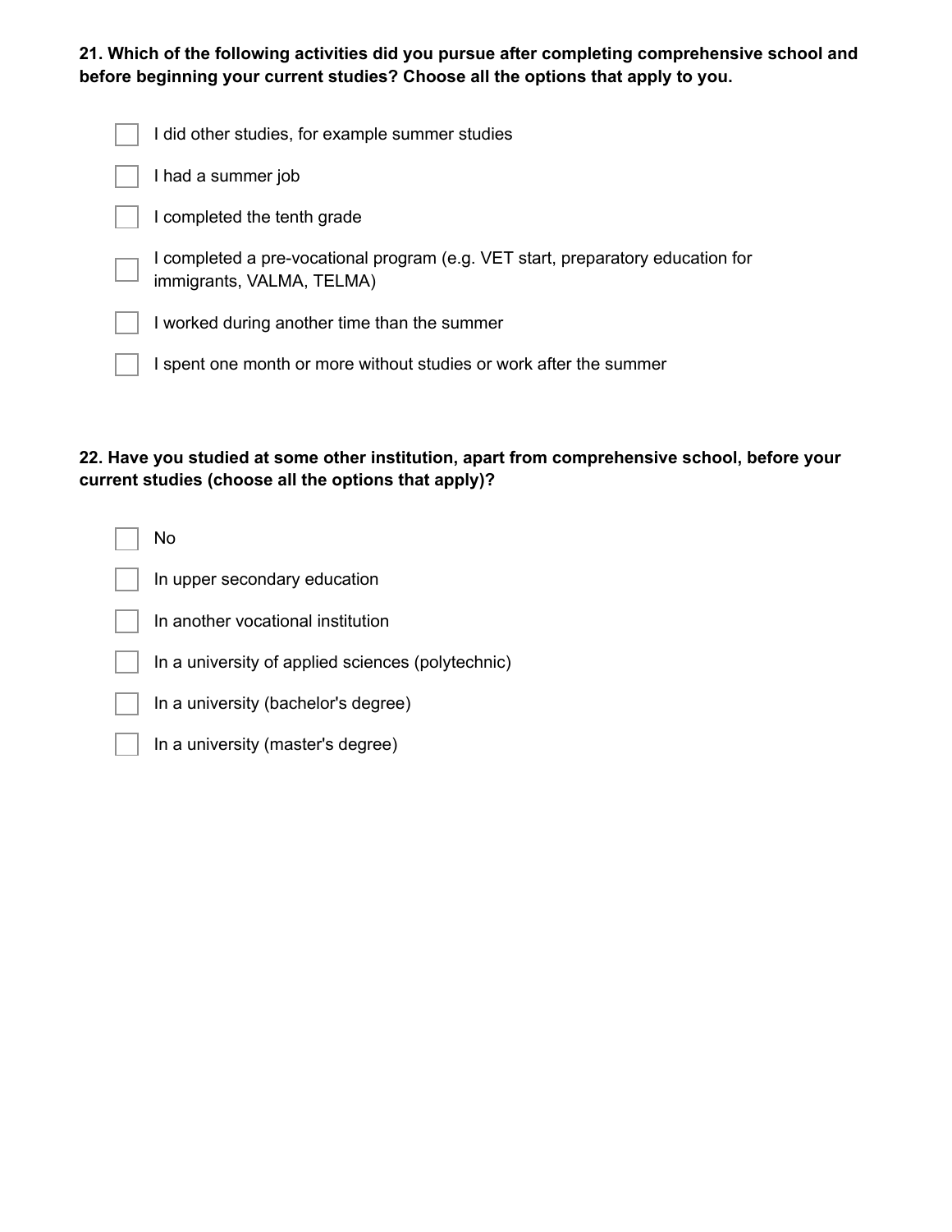**21. Which of the following activities did you pursue after completing comprehensive school and before beginning your current studies? Choose all the options that apply to you.**

- [ ] I did other studies, for example summer studies
- [ ] I had a summer job
- [ ] I completed the tenth grade
- [ ] I completed a pre-vocational program (e.g. VET start, preparatory education for immigrants, VALMA, TELMA)
- [ ] I worked during another time than the summer
- [ ] I spent one month or more without studies or work after the summer

**22. Have you studied at some other institution, apart from comprehensive school, before your current studies (choose all the options that apply)?**

- [ ] No
- [ ] In upper secondary education
- [ ] In another vocational institution
- [ ] In a university of applied sciences (polytechnic)
- [ ] In a university (bachelor's degree)
- [ ] In a university (master's degree)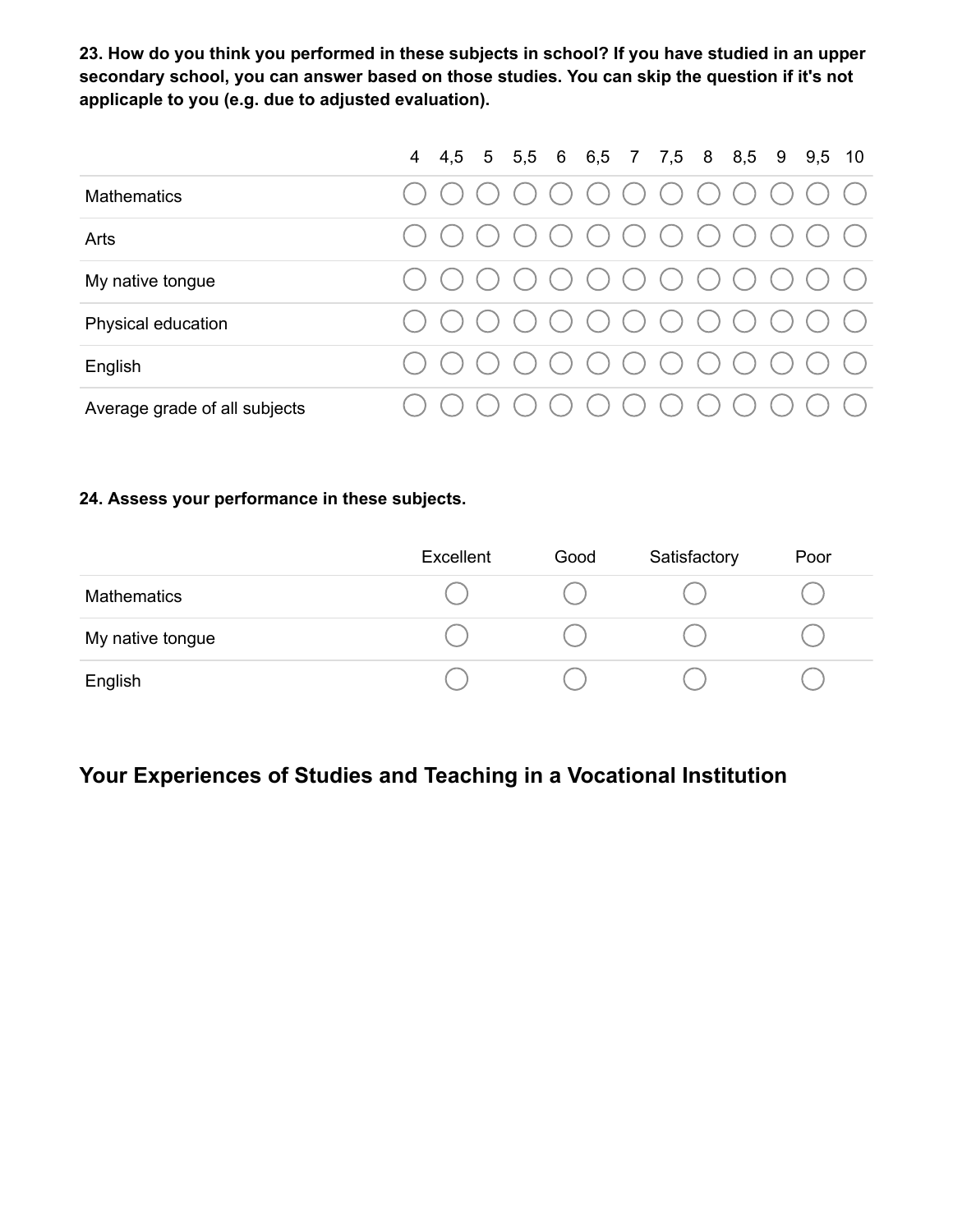**23. How do you think you performed in these subjects in school? If you have studied in an upper secondary school, you can answer based on those studies. You can skip the question if it's not applicable to you (e.g. due to adjusted evaluation).**

| | 4 | 4,5 | 5 | 5,5 | 6 | 6,5 | 7 | 7,5 | 8 | 8,5 | 9 | 9,5 | 10 |
|---|---|---|---|---|---|---|---|---|---|---|---|---|---|
| Mathematics | ◯ | ◯ | ◯ | ◯ | ◯ | ◯ | ◯ | ◯ | ◯ | ◯ | ◯ | ◯ | ◯ |
| Arts | ◯ | ◯ | ◯ | ◯ | ◯ | ◯ | ◯ | ◯ | ◯ | ◯ | ◯ | ◯ | ◯ |
| My native tongue | ◯ | ◯ | ◯ | ◯ | ◯ | ◯ | ◯ | ◯ | ◯ | ◯ | ◯ | ◯ | ◯ |
| Physical education | ◯ | ◯ | ◯ | ◯ | ◯ | ◯ | ◯ | ◯ | ◯ | ◯ | ◯ | ◯ | ◯ |
| English | ◯ | ◯ | ◯ | ◯ | ◯ | ◯ | ◯ | ◯ | ◯ | ◯ | ◯ | ◯ | ◯ |
| Average grade of all subjects | ◯ | ◯ | ◯ | ◯ | ◯ | ◯ | ◯ | ◯ | ◯ | ◯ | ◯ | ◯ | ◯ |

**24. Assess your performance in these subjects.**

| | Excellent | Good | Satisfactory | Poor |
|---|---|---|---|---|
| Mathematics | ◯ | ◯ | ◯ | ◯ |
| My native tongue | ◯ | ◯ | ◯ | ◯ |
| English | ◯ | ◯ | ◯ | ◯ |

## Your Experiences of Studies and Teaching in a Vocational Institution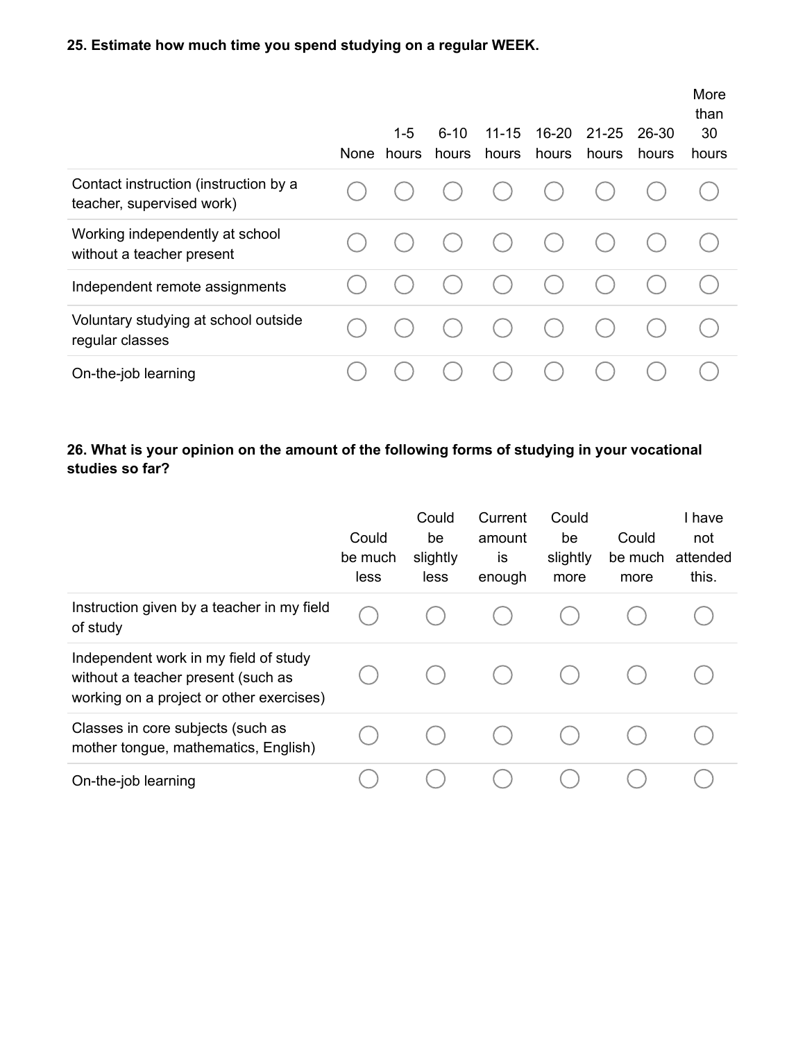**25. Estimate how much time you spend studying on a regular WEEK.**

| | None | 1-5 hours | 6-10 hours | 11-15 hours | 16-20 hours | 21-25 hours | 26-30 hours | More than 30 hours |
|---|---|---|---|---|---|---|---|---|
| Contact instruction (instruction by a teacher, supervised work) | ○ | ○ | ○ | ○ | ○ | ○ | ○ | ○ |
| Working independently at school without a teacher present | ○ | ○ | ○ | ○ | ○ | ○ | ○ | ○ |
| Independent remote assignments | ○ | ○ | ○ | ○ | ○ | ○ | ○ | ○ |
| Voluntary studying at school outside regular classes | ○ | ○ | ○ | ○ | ○ | ○ | ○ | ○ |
| On-the-job learning | ○ | ○ | ○ | ○ | ○ | ○ | ○ | ○ |

**26. What is your opinion on the amount of the following forms of studying in your vocational studies so far?**

| | Could be much less | Could be slightly less | Current amount is enough | Could be slightly more | Could be much more | I have not attended this. |
|---|---|---|---|---|---|---|
| Instruction given by a teacher in my field of study | ○ | ○ | ○ | ○ | ○ | ○ |
| Independent work in my field of study without a teacher present (such as working on a project or other exercises) | ○ | ○ | ○ | ○ | ○ | ○ |
| Classes in core subjects (such as mother tongue, mathematics, English) | ○ | ○ | ○ | ○ | ○ | ○ |
| On-the-job learning | ○ | ○ | ○ | ○ | ○ | ○ |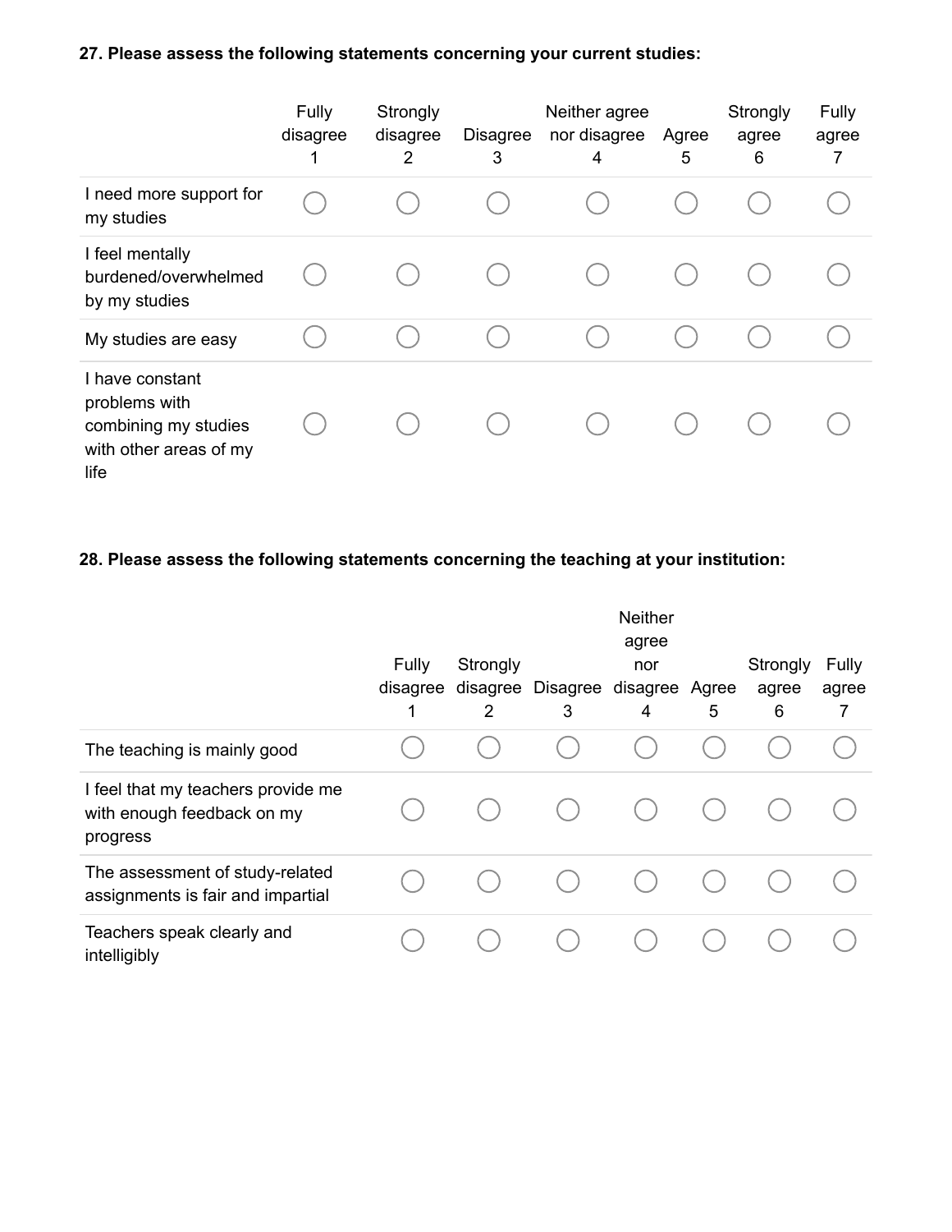**27. Please assess the following statements concerning your current studies:**

| | Fully disagree 1 | Strongly disagree 2 | Disagree 3 | Neither agree nor disagree 4 | Agree 5 | Strongly agree 6 | Fully agree 7 |
|---|---|---|---|---|---|---|---|
| I need more support for my studies | ○ | ○ | ○ | ○ | ○ | ○ | ○ |
| I feel mentally burdened/overwhelmed by my studies | ○ | ○ | ○ | ○ | ○ | ○ | ○ |
| My studies are easy | ○ | ○ | ○ | ○ | ○ | ○ | ○ |
| I have constant problems with combining my studies with other areas of my life | ○ | ○ | ○ | ○ | ○ | ○ | ○ |

**28. Please assess the following statements concerning the teaching at your institution:**

| | Fully disagree 1 | Strongly disagree 2 | Disagree 3 | Neither agree nor disagree 4 | Agree 5 | Strongly agree 6 | Fully agree 7 |
|---|---|---|---|---|---|---|---|
| The teaching is mainly good | ○ | ○ | ○ | ○ | ○ | ○ | ○ |
| I feel that my teachers provide me with enough feedback on my progress | ○ | ○ | ○ | ○ | ○ | ○ | ○ |
| The assessment of study-related assignments is fair and impartial | ○ | ○ | ○ | ○ | ○ | ○ | ○ |
| Teachers speak clearly and intelligibly | ○ | ○ | ○ | ○ | ○ | ○ | ○ |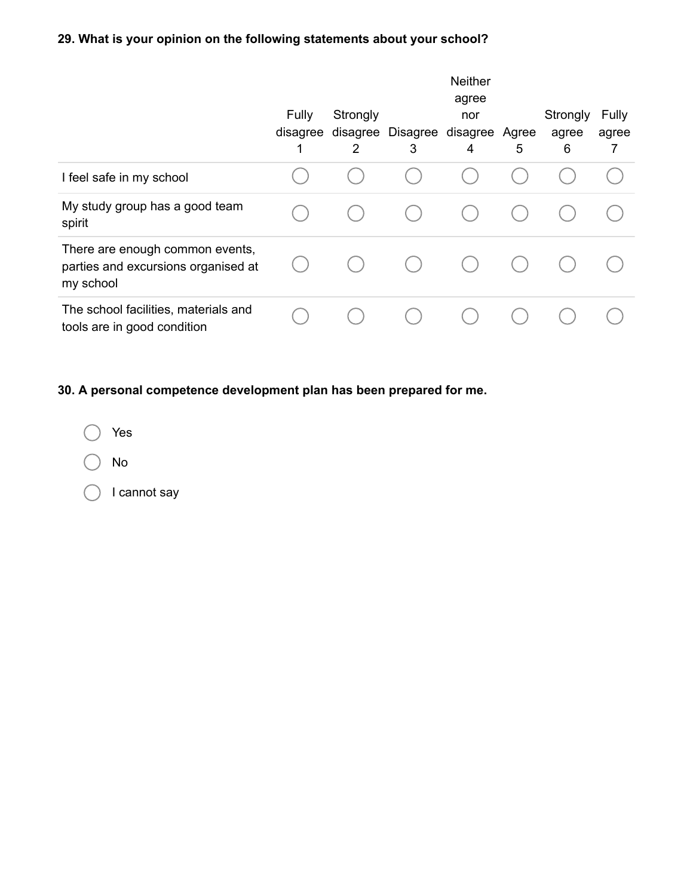**29. What is your opinion on the following statements about your school?**

| | Fully disagree 1 | Strongly disagree 2 | Disagree 3 | Neither agree nor disagree 4 | Agree 5 | Strongly agree 6 | Fully agree 7 |
|---|---|---|---|---|---|---|---|
| I feel safe in my school | ◯ | ◯ | ◯ | ◯ | ◯ | ◯ | ◯ |
| My study group has a good team spirit | ◯ | ◯ | ◯ | ◯ | ◯ | ◯ | ◯ |
| There are enough common events, parties and excursions organised at my school | ◯ | ◯ | ◯ | ◯ | ◯ | ◯ | ◯ |
| The school facilities, materials and tools are in good condition | ◯ | ◯ | ◯ | ◯ | ◯ | ◯ | ◯ |

**30. A personal competence development plan has been prepared for me.**

- ◯ Yes
- ◯ No
- ◯ I cannot say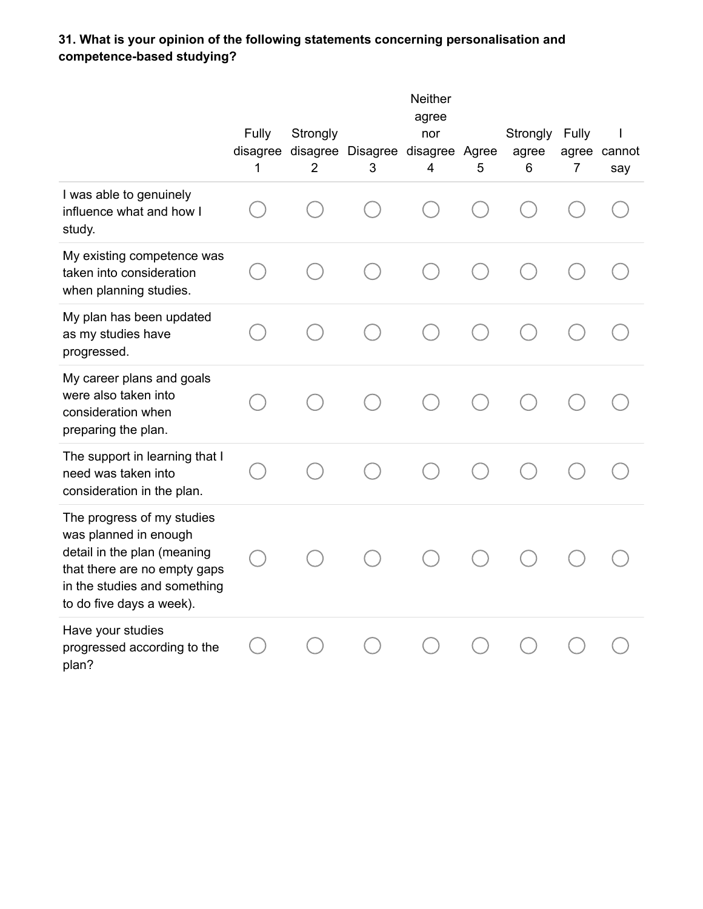**31. What is your opinion of the following statements concerning personalisation and competence-based studying?**

| | Fully disagree 1 | Strongly disagree 2 | Disagree 3 | Neither agree nor disagree 4 | Agree 5 | Strongly agree 6 | Fully agree 7 | I cannot say |
|---|---|---|---|---|---|---|---|---|
| I was able to genuinely influence what and how I study. | ○ | ○ | ○ | ○ | ○ | ○ | ○ | ○ |
| My existing competence was taken into consideration when planning studies. | ○ | ○ | ○ | ○ | ○ | ○ | ○ | ○ |
| My plan has been updated as my studies have progressed. | ○ | ○ | ○ | ○ | ○ | ○ | ○ | ○ |
| My career plans and goals were also taken into consideration when preparing the plan. | ○ | ○ | ○ | ○ | ○ | ○ | ○ | ○ |
| The support in learning that I need was taken into consideration in the plan. | ○ | ○ | ○ | ○ | ○ | ○ | ○ | ○ |
| The progress of my studies was planned in enough detail in the plan (meaning that there are no empty gaps in the studies and something to do five days a week). | ○ | ○ | ○ | ○ | ○ | ○ | ○ | ○ |
| Have your studies progressed according to the plan? | ○ | ○ | ○ | ○ | ○ | ○ | ○ | ○ |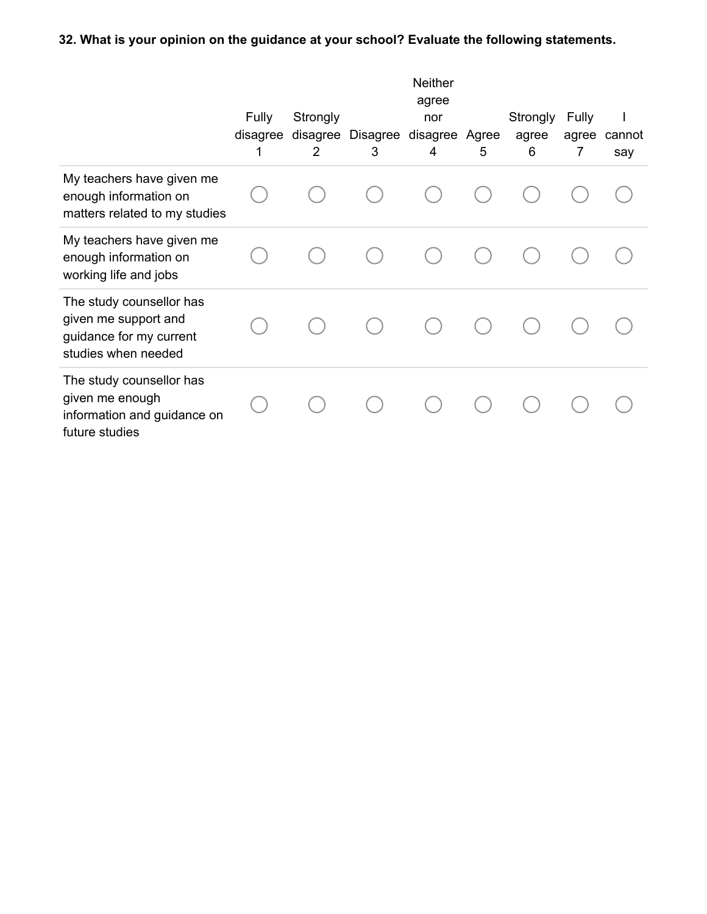**32. What is your opinion on the guidance at your school? Evaluate the following statements.**

| | Fully disagree 1 | Strongly disagree 2 | Disagree 3 | Neither agree nor disagree 4 | Agree 5 | Strongly agree 6 | Fully agree 7 | I cannot say |
|---|---|---|---|---|---|---|---|---|
| My teachers have given me enough information on matters related to my studies | ○ | ○ | ○ | ○ | ○ | ○ | ○ | ○ |
| My teachers have given me enough information on working life and jobs | ○ | ○ | ○ | ○ | ○ | ○ | ○ | ○ |
| The study counsellor has given me support and guidance for my current studies when needed | ○ | ○ | ○ | ○ | ○ | ○ | ○ | ○ |
| The study counsellor has given me enough information and guidance on future studies | ○ | ○ | ○ | ○ | ○ | ○ | ○ | ○ |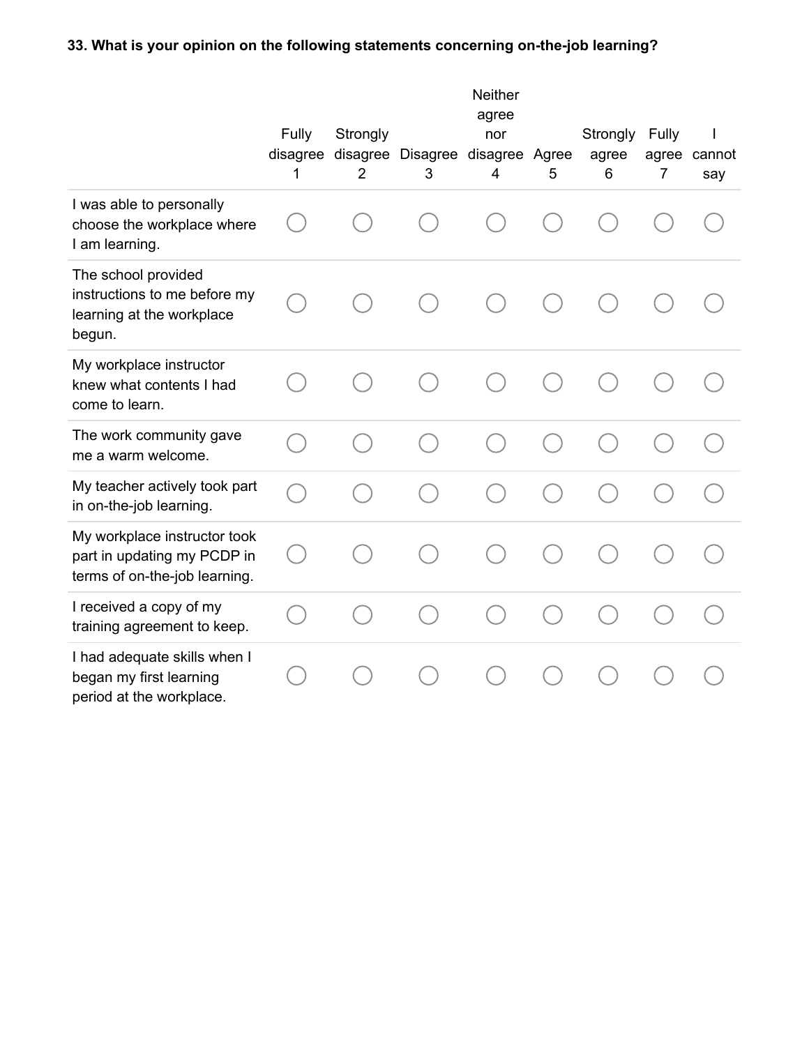**33. What is your opinion on the following statements concerning on-the-job learning?**

| | Fully disagree 1 | Strongly disagree 2 | Disagree 3 | Neither agree nor disagree 4 | Agree 5 | Strongly agree 6 | Fully agree 7 | I cannot say |
|---|---|---|---|---|---|---|---|---|
| I was able to personally choose the workplace where I am learning. | ◯ | ◯ | ◯ | ◯ | ◯ | ◯ | ◯ | ◯ |
| The school provided instructions to me before my learning at the workplace begun. | ◯ | ◯ | ◯ | ◯ | ◯ | ◯ | ◯ | ◯ |
| My workplace instructor knew what contents I had come to learn. | ◯ | ◯ | ◯ | ◯ | ◯ | ◯ | ◯ | ◯ |
| The work community gave me a warm welcome. | ◯ | ◯ | ◯ | ◯ | ◯ | ◯ | ◯ | ◯ |
| My teacher actively took part in on-the-job learning. | ◯ | ◯ | ◯ | ◯ | ◯ | ◯ | ◯ | ◯ |
| My workplace instructor took part in updating my PCDP in terms of on-the-job learning. | ◯ | ◯ | ◯ | ◯ | ◯ | ◯ | ◯ | ◯ |
| I received a copy of my training agreement to keep. | ◯ | ◯ | ◯ | ◯ | ◯ | ◯ | ◯ | ◯ |
| I had adequate skills when I began my first learning period at the workplace. | ◯ | ◯ | ◯ | ◯ | ◯ | ◯ | ◯ | ◯ |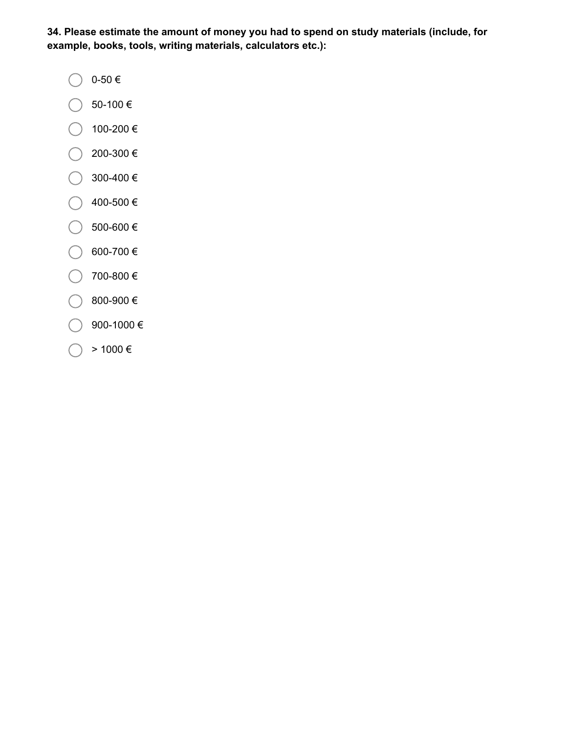**34. Please estimate the amount of money you had to spend on study materials (include, for example, books, tools, writing materials, calculators etc.):**

- ◯ 0-50 €
- ◯ 50-100 €
- ◯ 100-200 €
- ◯ 200-300 €
- ◯ 300-400 €
- ◯ 400-500 €
- ◯ 500-600 €
- ◯ 600-700 €
- ◯ 700-800 €
- ◯ 800-900 €
- ◯ 900-1000 €
- ◯ > 1000 €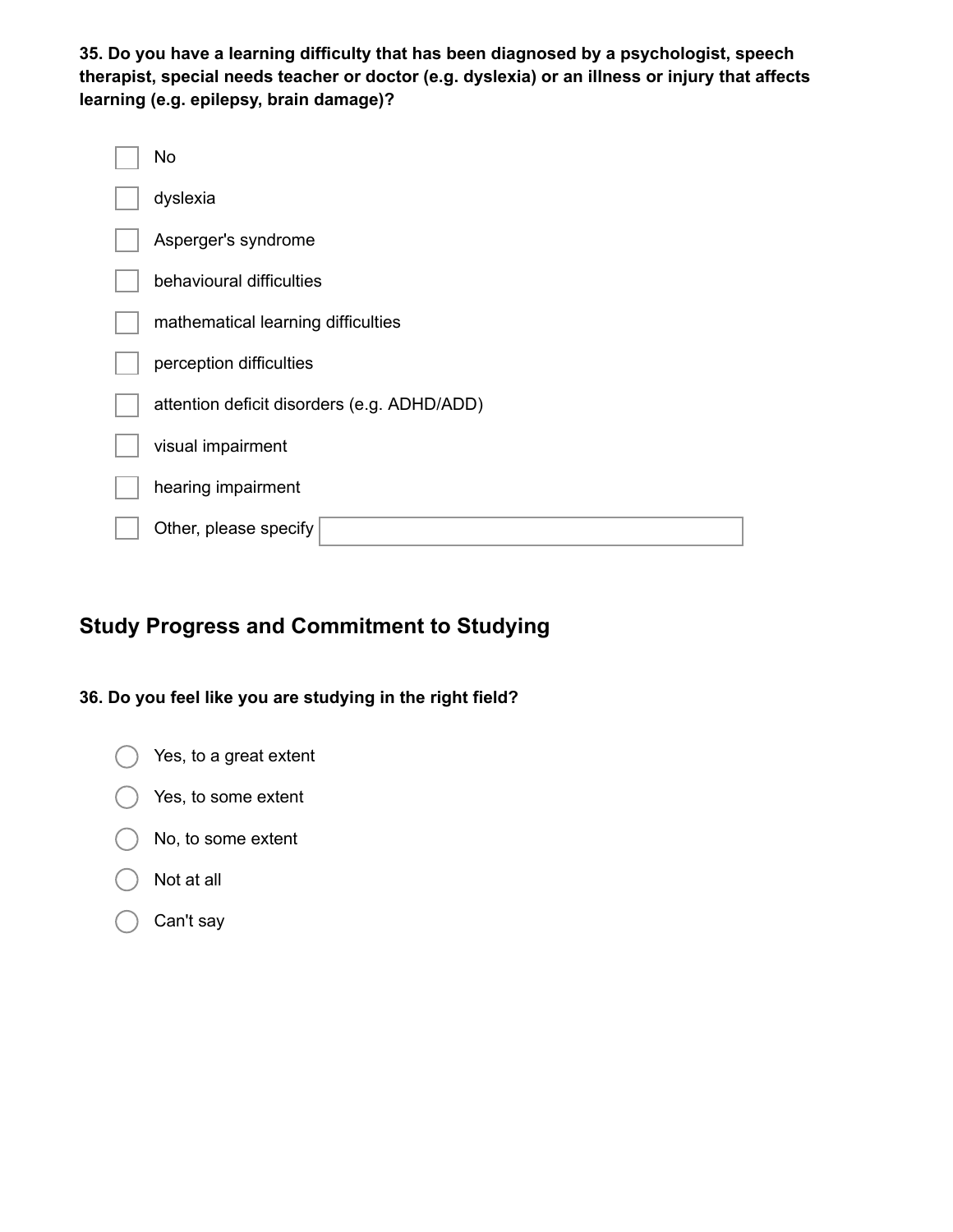**35. Do you have a learning difficulty that has been diagnosed by a psychologist, speech therapist, special needs teacher or doctor (e.g. dyslexia) or an illness or injury that affects learning (e.g. epilepsy, brain damage)?**

- [ ] No
- [ ] dyslexia
- [ ] Asperger's syndrome
- [ ] behavioural difficulties
- [ ] mathematical learning difficulties
- [ ] perception difficulties
- [ ] attention deficit disorders (e.g. ADHD/ADD)
- [ ] visual impairment
- [ ] hearing impairment
- [ ] Other, please specify ____________________

## Study Progress and Commitment to Studying

**36. Do you feel like you are studying in the right field?**

- ○ Yes, to a great extent
- ○ Yes, to some extent
- ○ No, to some extent
- ○ Not at all
- ○ Can't say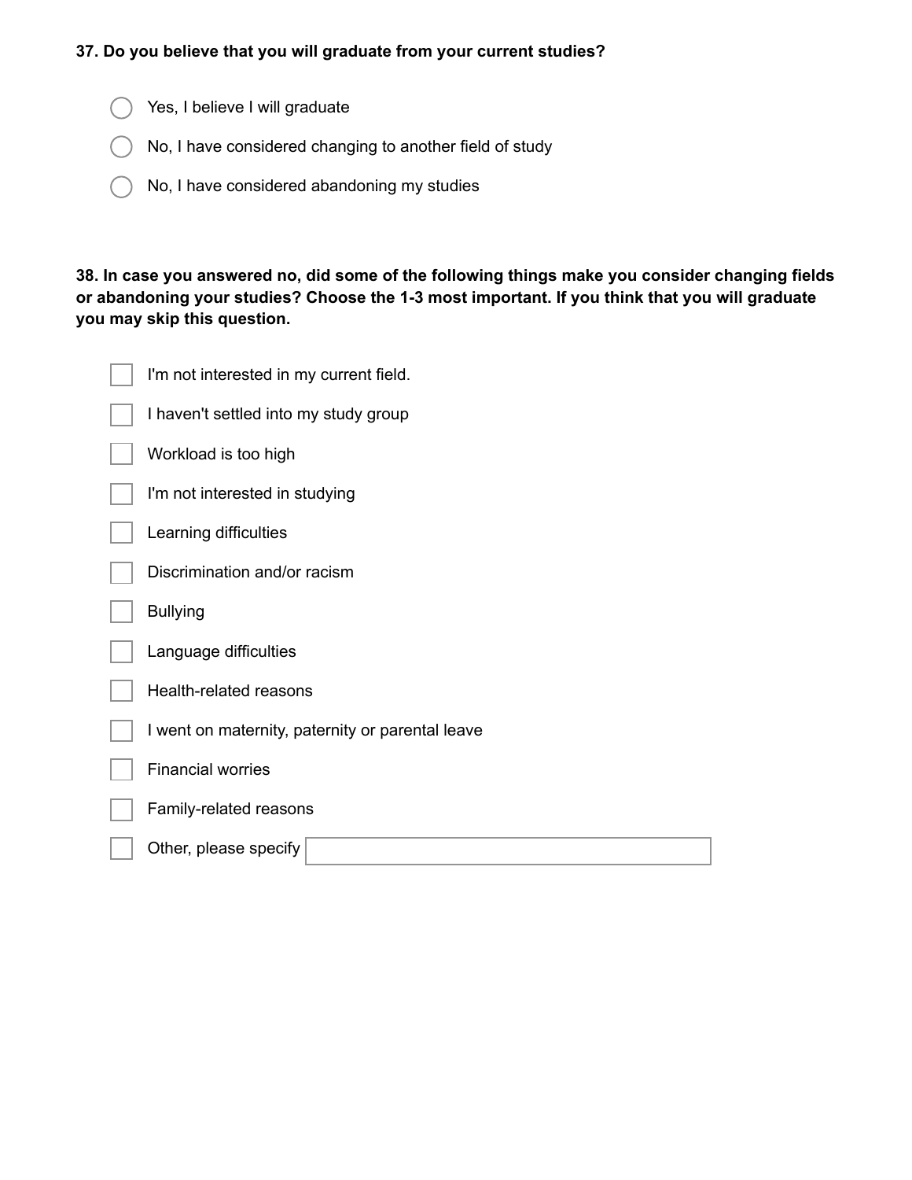**37. Do you believe that you will graduate from your current studies?**

- ◯ Yes, I believe I will graduate
- ◯ No, I have considered changing to another field of study
- ◯ No, I have considered abandoning my studies

**38. In case you answered no, did some of the following things make you consider changing fields or abandoning your studies? Choose the 1-3 most important. If you think that you will graduate you may skip this question.**

- [ ] I'm not interested in my current field.
- [ ] I haven't settled into my study group
- [ ] Workload is too high
- [ ] I'm not interested in studying
- [ ] Learning difficulties
- [ ] Discrimination and/or racism
- [ ] Bullying
- [ ] Language difficulties
- [ ] Health-related reasons
- [ ] I went on maternity, paternity or parental leave
- [ ] Financial worries
- [ ] Family-related reasons
- [ ] Other, please specify ________________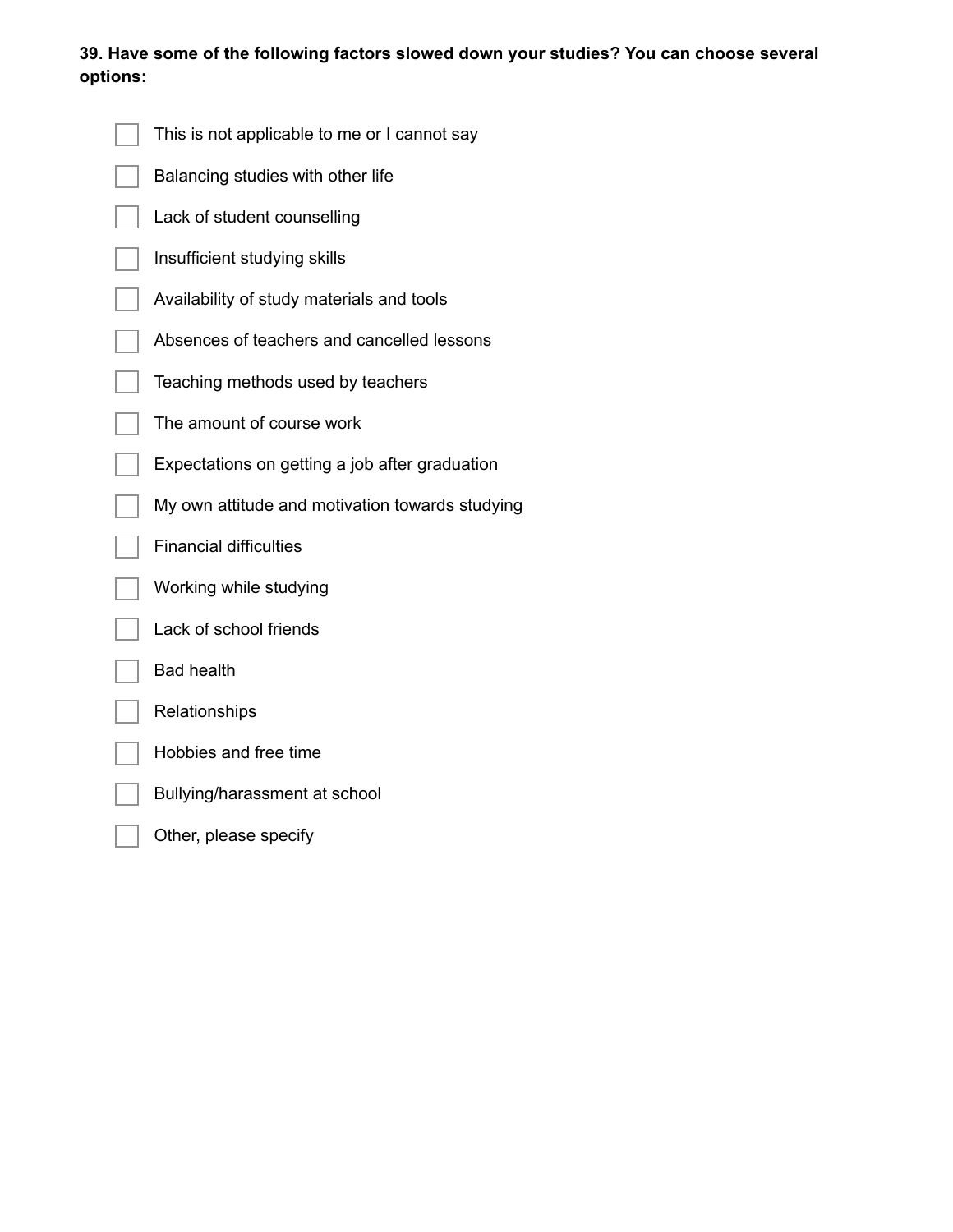**39. Have some of the following factors slowed down your studies? You can choose several options:**

- [ ] This is not applicable to me or I cannot say
- [ ] Balancing studies with other life
- [ ] Lack of student counselling
- [ ] Insufficient studying skills
- [ ] Availability of study materials and tools
- [ ] Absences of teachers and cancelled lessons
- [ ] Teaching methods used by teachers
- [ ] The amount of course work
- [ ] Expectations on getting a job after graduation
- [ ] My own attitude and motivation towards studying
- [ ] Financial difficulties
- [ ] Working while studying
- [ ] Lack of school friends
- [ ] Bad health
- [ ] Relationships
- [ ] Hobbies and free time
- [ ] Bullying/harassment at school
- [ ] Other, please specify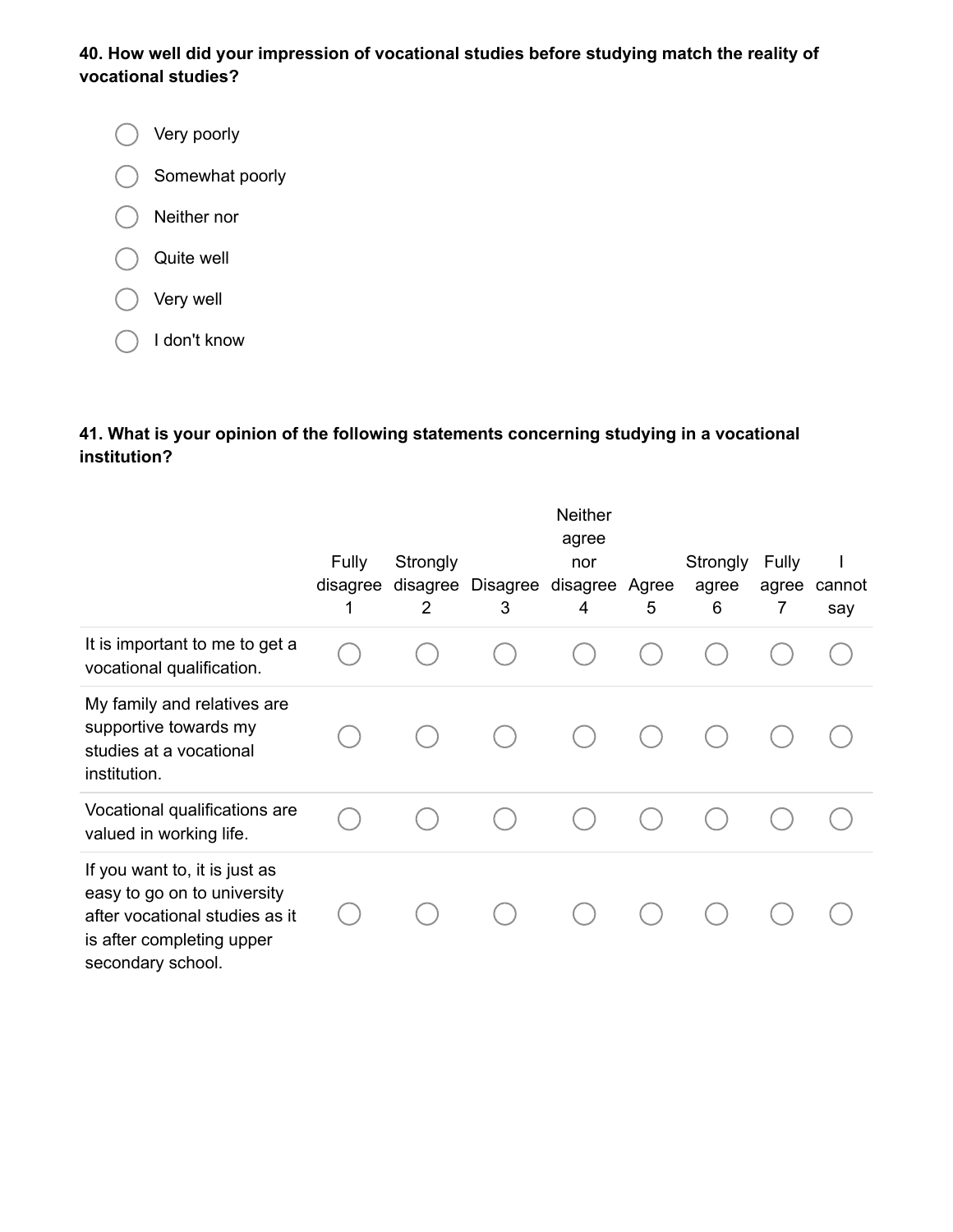**40. How well did your impression of vocational studies before studying match the reality of vocational studies?**

- ◯ Very poorly
- ◯ Somewhat poorly
- ◯ Neither nor
- ◯ Quite well
- ◯ Very well
- ◯ I don't know

**41. What is your opinion of the following statements concerning studying in a vocational institution?**

| | Fully disagree 1 | Strongly disagree 2 | Disagree 3 | Neither agree nor disagree 4 | Agree 5 | Strongly agree 6 | Fully agree 7 | I cannot say |
|---|---|---|---|---|---|---|---|---|
| It is important to me to get a vocational qualification. | ◯ | ◯ | ◯ | ◯ | ◯ | ◯ | ◯ | ◯ |
| My family and relatives are supportive towards my studies at a vocational institution. | ◯ | ◯ | ◯ | ◯ | ◯ | ◯ | ◯ | ◯ |
| Vocational qualifications are valued in working life. | ◯ | ◯ | ◯ | ◯ | ◯ | ◯ | ◯ | ◯ |
| If you want to, it is just as easy to go on to university after vocational studies as it is after completing upper secondary school. | ◯ | ◯ | ◯ | ◯ | ◯ | ◯ | ◯ | ◯ |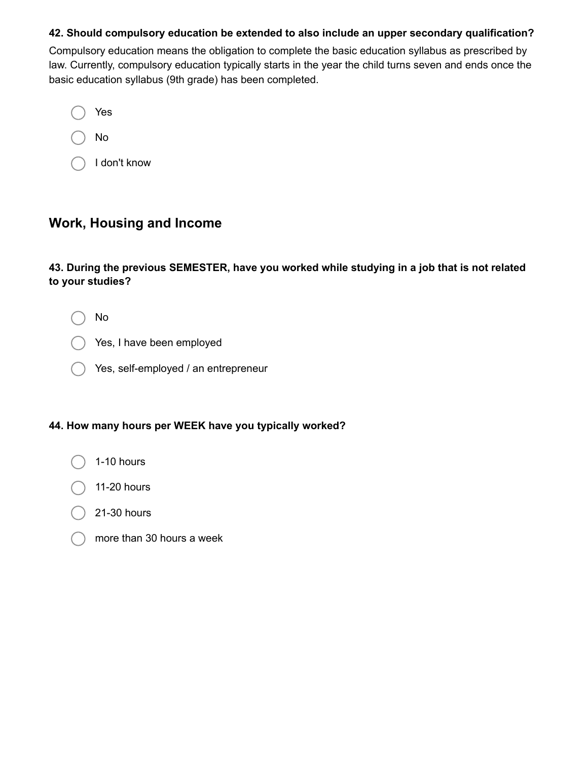**42. Should compulsory education be extended to also include an upper secondary qualification?**

Compulsory education means the obligation to complete the basic education syllabus as prescribed by law. Currently, compulsory education typically starts in the year the child turns seven and ends once the basic education syllabus (9th grade) has been completed.

- ◯ Yes
- ◯ No
- ◯ I don't know

## Work, Housing and Income

**43. During the previous SEMESTER, have you worked while studying in a job that is not related to your studies?**

- ◯ No
- ◯ Yes, I have been employed
- ◯ Yes, self-employed / an entrepreneur

**44. How many hours per WEEK have you typically worked?**

- ◯ 1-10 hours
- ◯ 11-20 hours
- ◯ 21-30 hours
- ◯ more than 30 hours a week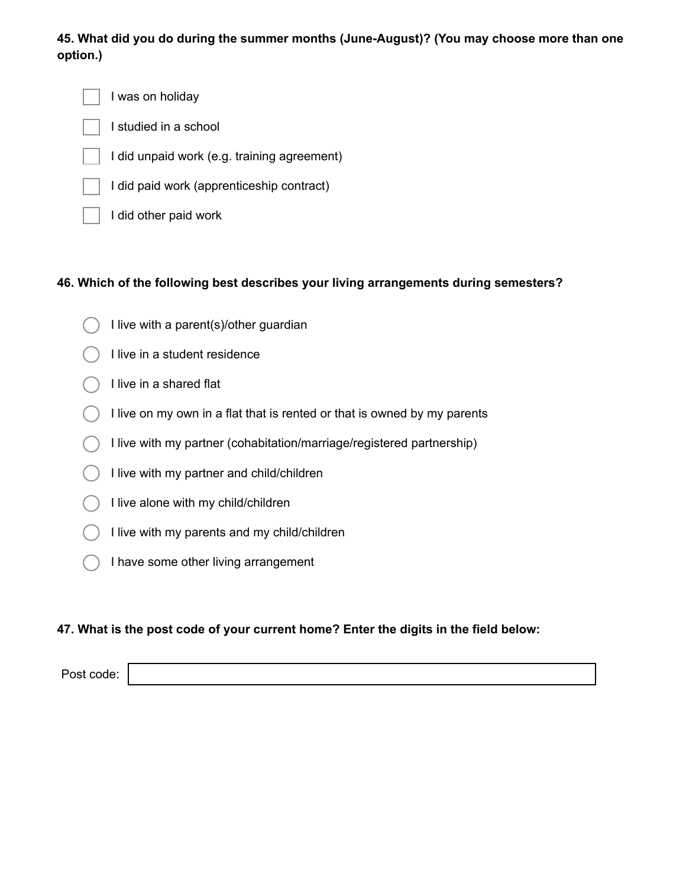**45. What did you do during the summer months (June-August)? (You may choose more than one option.)**

- [ ] I was on holiday
- [ ] I studied in a school
- [ ] I did unpaid work (e.g. training agreement)
- [ ] I did paid work (apprenticeship contract)
- [ ] I did other paid work

**46. Which of the following best describes your living arrangements during semesters?**

- ◯ I live with a parent(s)/other guardian
- ◯ I live in a student residence
- ◯ I live in a shared flat
- ◯ I live on my own in a flat that is rented or that is owned by my parents
- ◯ I live with my partner (cohabitation/marriage/registered partnership)
- ◯ I live with my partner and child/children
- ◯ I live alone with my child/children
- ◯ I live with my parents and my child/children
- ◯ I have some other living arrangement

**47. What is the post code of your current home? Enter the digits in the field below:**

Post code: ______________________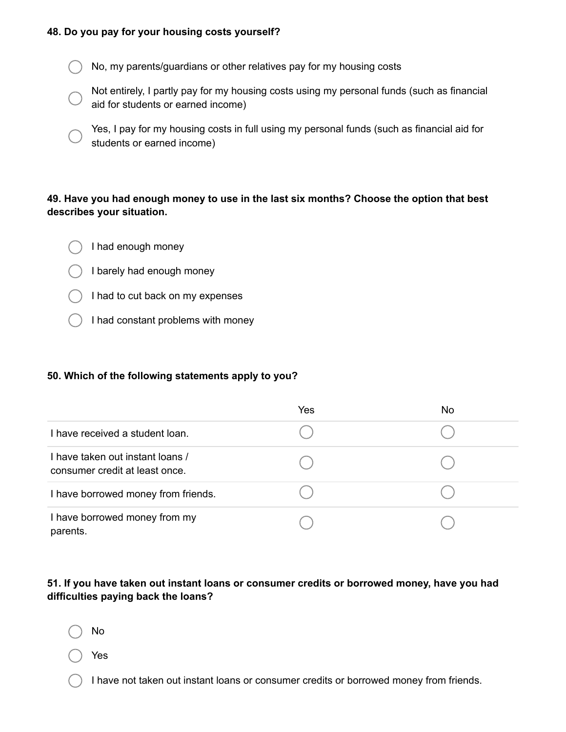**48. Do you pay for your housing costs yourself?**

- ◯ No, my parents/guardians or other relatives pay for my housing costs
- ◯ Not entirely, I partly pay for my housing costs using my personal funds (such as financial aid for students or earned income)
- ◯ Yes, I pay for my housing costs in full using my personal funds (such as financial aid for students or earned income)

**49. Have you had enough money to use in the last six months? Choose the option that best describes your situation.**

- ◯ I had enough money
- ◯ I barely had enough money
- ◯ I had to cut back on my expenses
- ◯ I had constant problems with money

**50. Which of the following statements apply to you?**

| | Yes | No |
|---|---|---|
| I have received a student loan. | ◯ | ◯ |
| I have taken out instant loans / consumer credit at least once. | ◯ | ◯ |
| I have borrowed money from friends. | ◯ | ◯ |
| I have borrowed money from my parents. | ◯ | ◯ |

**51. If you have taken out instant loans or consumer credits or borrowed money, have you had difficulties paying back the loans?**

- ◯ No
- ◯ Yes
- ◯ I have not taken out instant loans or consumer credits or borrowed money from friends.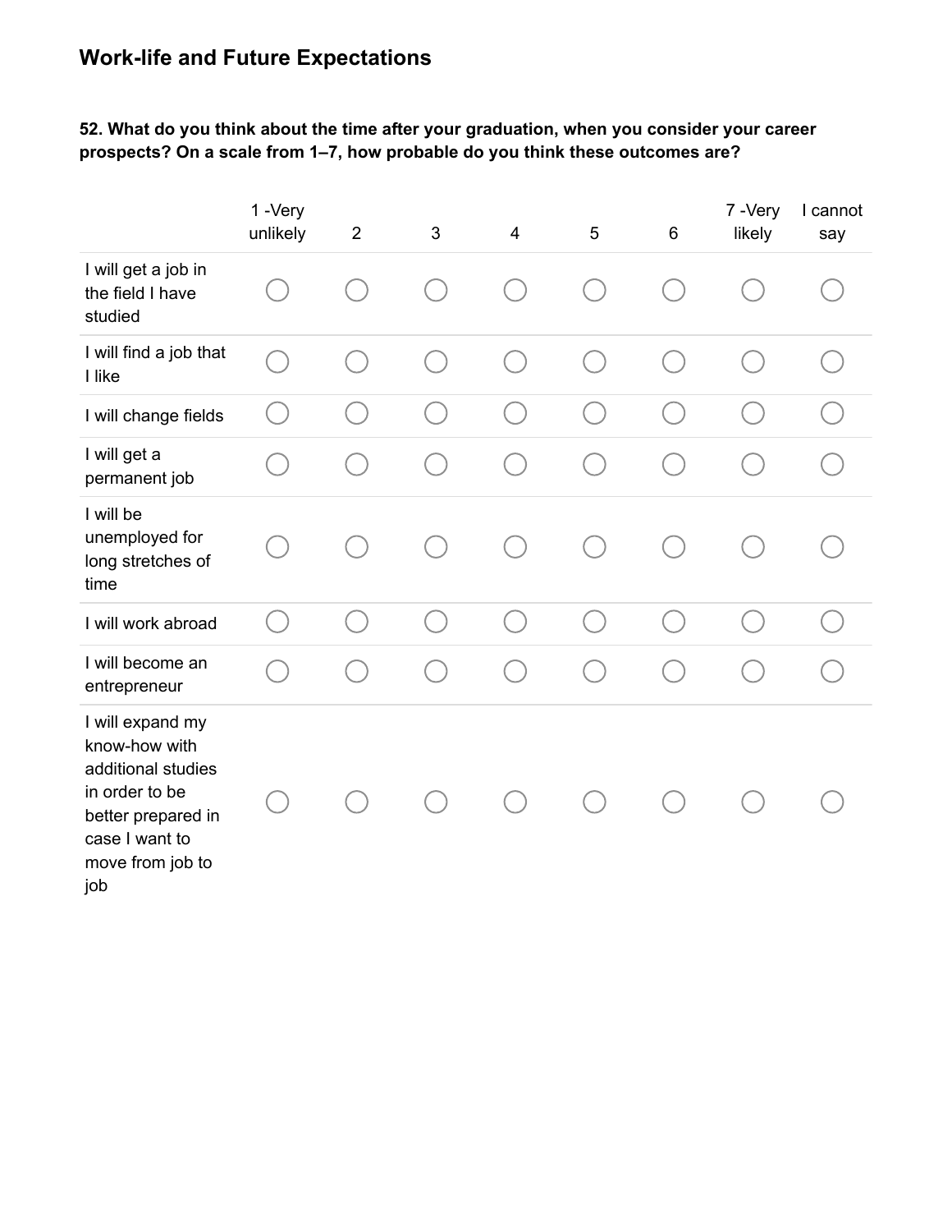## Work-life and Future Expectations

**52. What do you think about the time after your graduation, when you consider your career prospects? On a scale from 1–7, how probable do you think these outcomes are?**

| | 1 -Very unlikely | 2 | 3 | 4 | 5 | 6 | 7 -Very likely | I cannot say |
|---|---|---|---|---|---|---|---|---|
| I will get a job in the field I have studied | ○ | ○ | ○ | ○ | ○ | ○ | ○ | ○ |
| I will find a job that I like | ○ | ○ | ○ | ○ | ○ | ○ | ○ | ○ |
| I will change fields | ○ | ○ | ○ | ○ | ○ | ○ | ○ | ○ |
| I will get a permanent job | ○ | ○ | ○ | ○ | ○ | ○ | ○ | ○ |
| I will be unemployed for long stretches of time | ○ | ○ | ○ | ○ | ○ | ○ | ○ | ○ |
| I will work abroad | ○ | ○ | ○ | ○ | ○ | ○ | ○ | ○ |
| I will become an entrepreneur | ○ | ○ | ○ | ○ | ○ | ○ | ○ | ○ |
| I will expand my know-how with additional studies in order to be better prepared in case I want to move from job to job | ○ | ○ | ○ | ○ | ○ | ○ | ○ | ○ |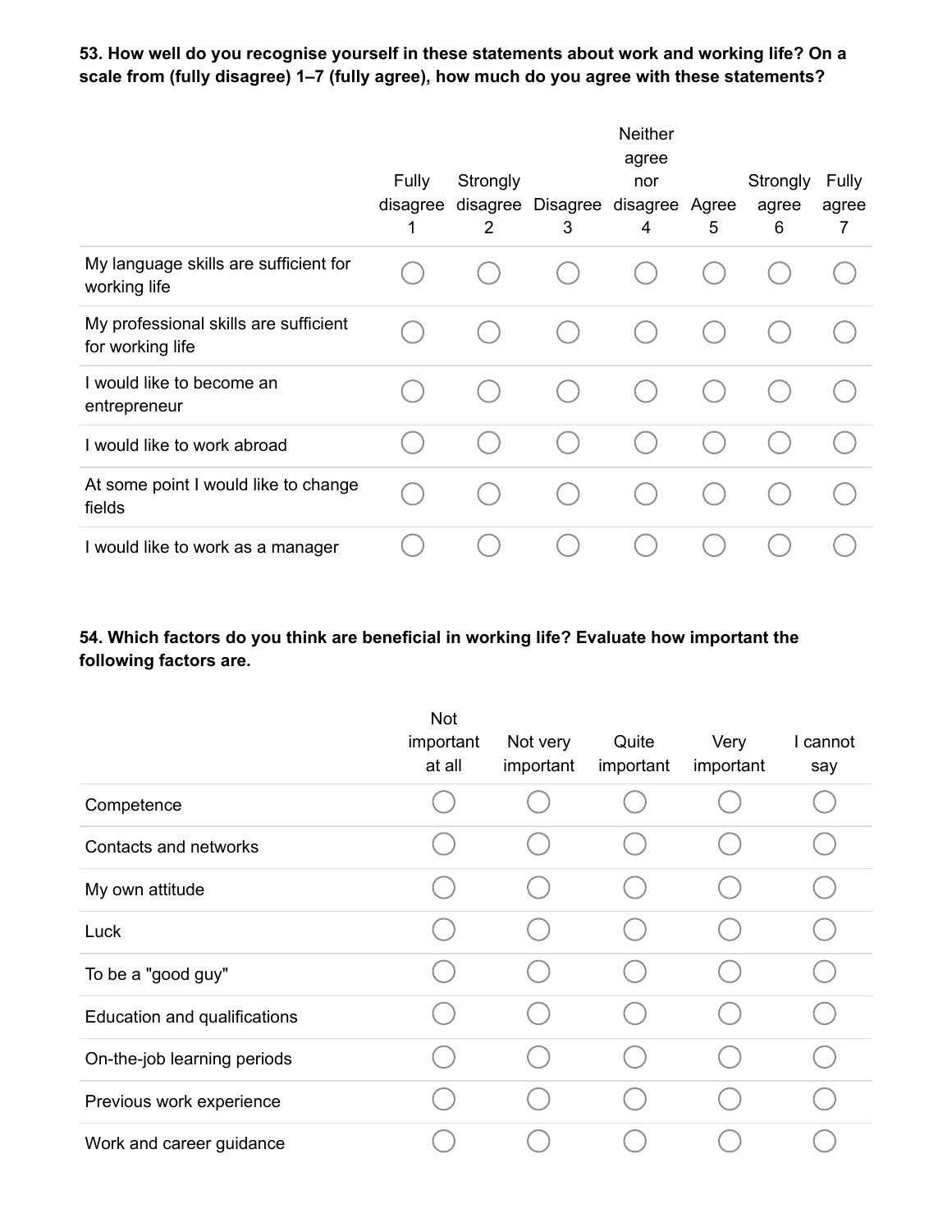**53. How well do you recognise yourself in these statements about work and working life? On a scale from (fully disagree) 1–7 (fully agree), how much do you agree with these statements?**

| | Fully disagree 1 | Strongly disagree 2 | Disagree 3 | Neither agree nor disagree 4 | Agree 5 | Strongly agree 6 | Fully agree 7 |
|---|---|---|---|---|---|---|---|
| My language skills are sufficient for working life | ◯ | ◯ | ◯ | ◯ | ◯ | ◯ | ◯ |
| My professional skills are sufficient for working life | ◯ | ◯ | ◯ | ◯ | ◯ | ◯ | ◯ |
| I would like to become an entrepreneur | ◯ | ◯ | ◯ | ◯ | ◯ | ◯ | ◯ |
| I would like to work abroad | ◯ | ◯ | ◯ | ◯ | ◯ | ◯ | ◯ |
| At some point I would like to change fields | ◯ | ◯ | ◯ | ◯ | ◯ | ◯ | ◯ |
| I would like to work as a manager | ◯ | ◯ | ◯ | ◯ | ◯ | ◯ | ◯ |

**54. Which factors do you think are beneficial in working life? Evaluate how important the following factors are.**

| | Not important at all | Not very important | Quite important | Very important | I cannot say |
|---|---|---|---|---|---|
| Competence | ◯ | ◯ | ◯ | ◯ | ◯ |
| Contacts and networks | ◯ | ◯ | ◯ | ◯ | ◯ |
| My own attitude | ◯ | ◯ | ◯ | ◯ | ◯ |
| Luck | ◯ | ◯ | ◯ | ◯ | ◯ |
| To be a "good guy" | ◯ | ◯ | ◯ | ◯ | ◯ |
| Education and qualifications | ◯ | ◯ | ◯ | ◯ | ◯ |
| On-the-job learning periods | ◯ | ◯ | ◯ | ◯ | ◯ |
| Previous work experience | ◯ | ◯ | ◯ | ◯ | ◯ |
| Work and career guidance | ◯ | ◯ | ◯ | ◯ | ◯ |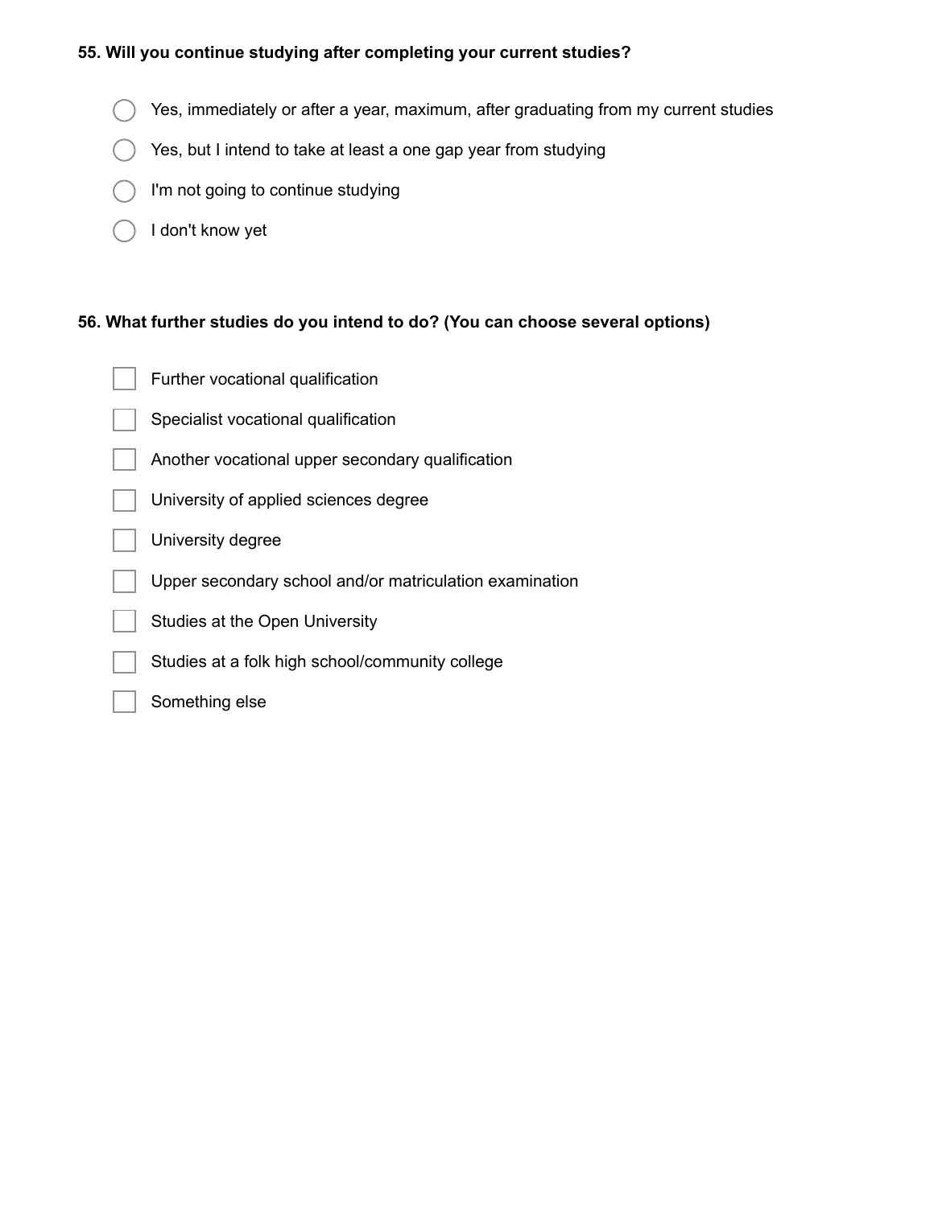**55. Will you continue studying after completing your current studies?**

- ◯ Yes, immediately or after a year, maximum, after graduating from my current studies
- ◯ Yes, but I intend to take at least a one gap year from studying
- ◯ I'm not going to continue studying
- ◯ I don't know yet

**56. What further studies do you intend to do? (You can choose several options)**

- [ ] Further vocational qualification
- [ ] Specialist vocational qualification
- [ ] Another vocational upper secondary qualification
- [ ] University of applied sciences degree
- [ ] University degree
- [ ] Upper secondary school and/or matriculation examination
- [ ] Studies at the Open University
- [ ] Studies at a folk high school/community college
- [ ] Something else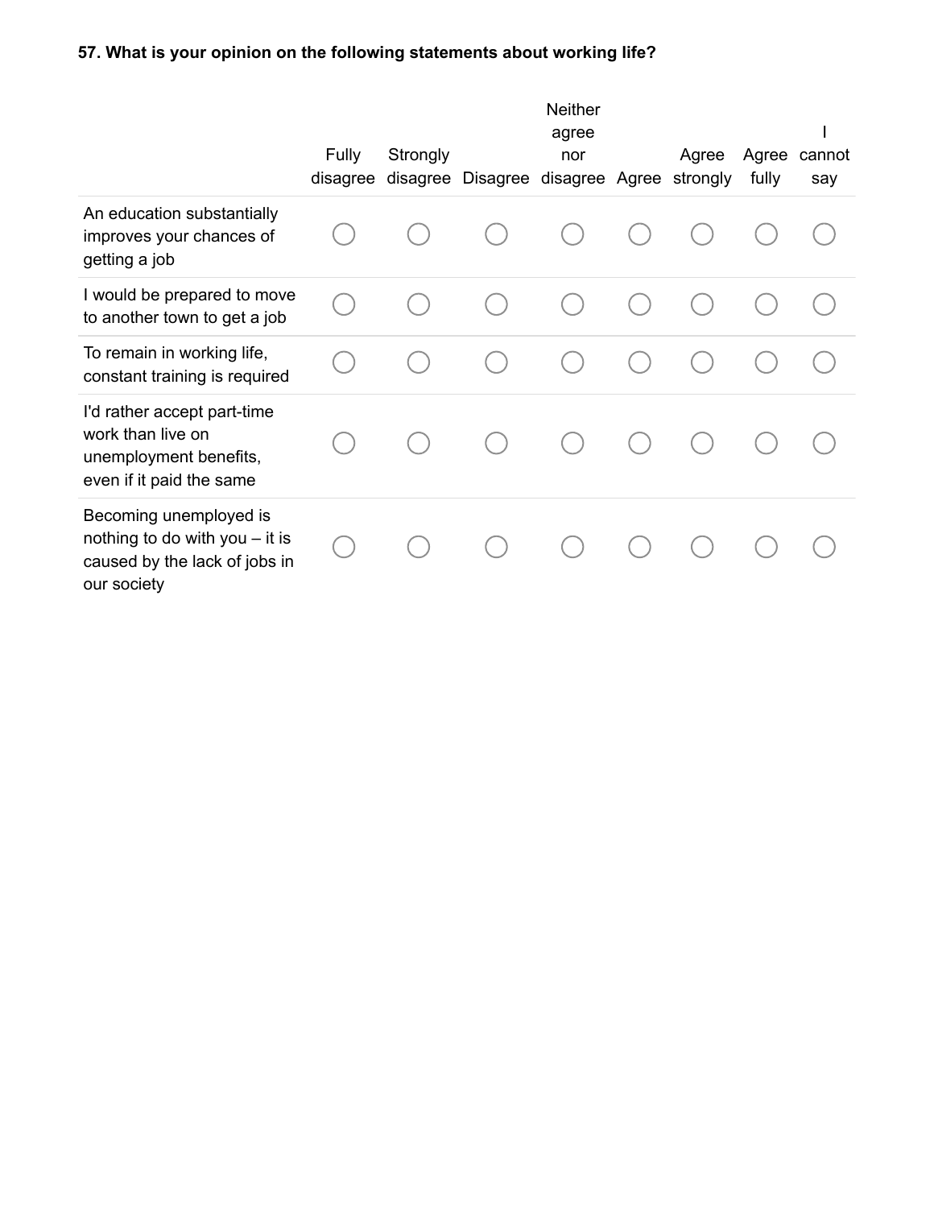**57. What is your opinion on the following statements about working life?**

| | Fully disagree | Strongly disagree | Disagree | Neither agree nor disagree | Agree | Agree strongly | Agree fully | I cannot say |
|---|---|---|---|---|---|---|---|---|
| An education substantially improves your chances of getting a job | ○ | ○ | ○ | ○ | ○ | ○ | ○ | ○ |
| I would be prepared to move to another town to get a job | ○ | ○ | ○ | ○ | ○ | ○ | ○ | ○ |
| To remain in working life, constant training is required | ○ | ○ | ○ | ○ | ○ | ○ | ○ | ○ |
| I'd rather accept part-time work than live on unemployment benefits, even if it paid the same | ○ | ○ | ○ | ○ | ○ | ○ | ○ | ○ |
| Becoming unemployed is nothing to do with you – it is caused by the lack of jobs in our society | ○ | ○ | ○ | ○ | ○ | ○ | ○ | ○ |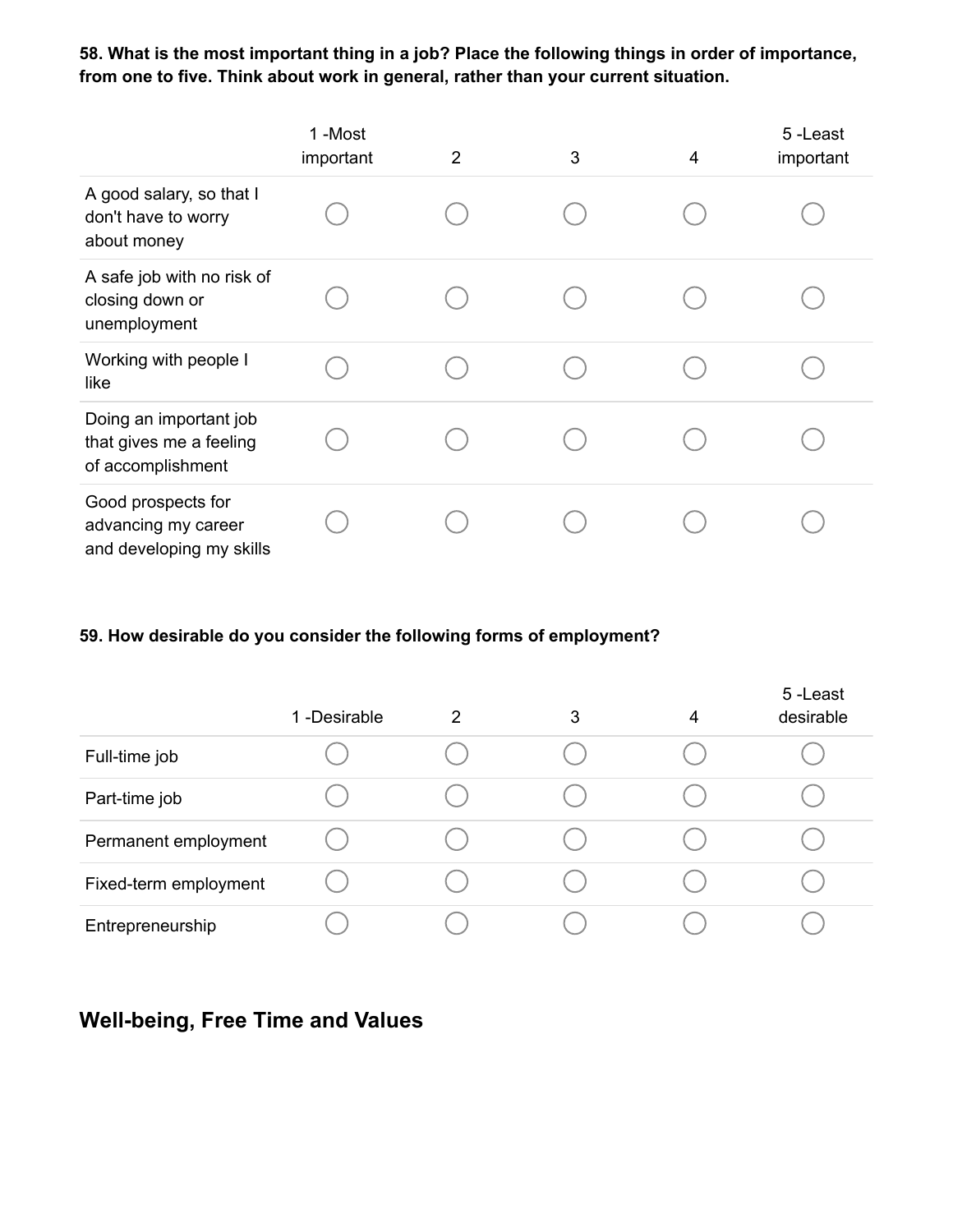**58. What is the most important thing in a job? Place the following things in order of importance, from one to five. Think about work in general, rather than your current situation.**

| | 1 -Most important | 2 | 3 | 4 | 5 -Least important |
|---|---|---|---|---|---|
| A good salary, so that I don't have to worry about money | ◯ | ◯ | ◯ | ◯ | ◯ |
| A safe job with no risk of closing down or unemployment | ◯ | ◯ | ◯ | ◯ | ◯ |
| Working with people I like | ◯ | ◯ | ◯ | ◯ | ◯ |
| Doing an important job that gives me a feeling of accomplishment | ◯ | ◯ | ◯ | ◯ | ◯ |
| Good prospects for advancing my career and developing my skills | ◯ | ◯ | ◯ | ◯ | ◯ |

**59. How desirable do you consider the following forms of employment?**

| | 1 -Desirable | 2 | 3 | 4 | 5 -Least desirable |
|---|---|---|---|---|---|
| Full-time job | ◯ | ◯ | ◯ | ◯ | ◯ |
| Part-time job | ◯ | ◯ | ◯ | ◯ | ◯ |
| Permanent employment | ◯ | ◯ | ◯ | ◯ | ◯ |
| Fixed-term employment | ◯ | ◯ | ◯ | ◯ | ◯ |
| Entrepreneurship | ◯ | ◯ | ◯ | ◯ | ◯ |

## Well-being, Free Time and Values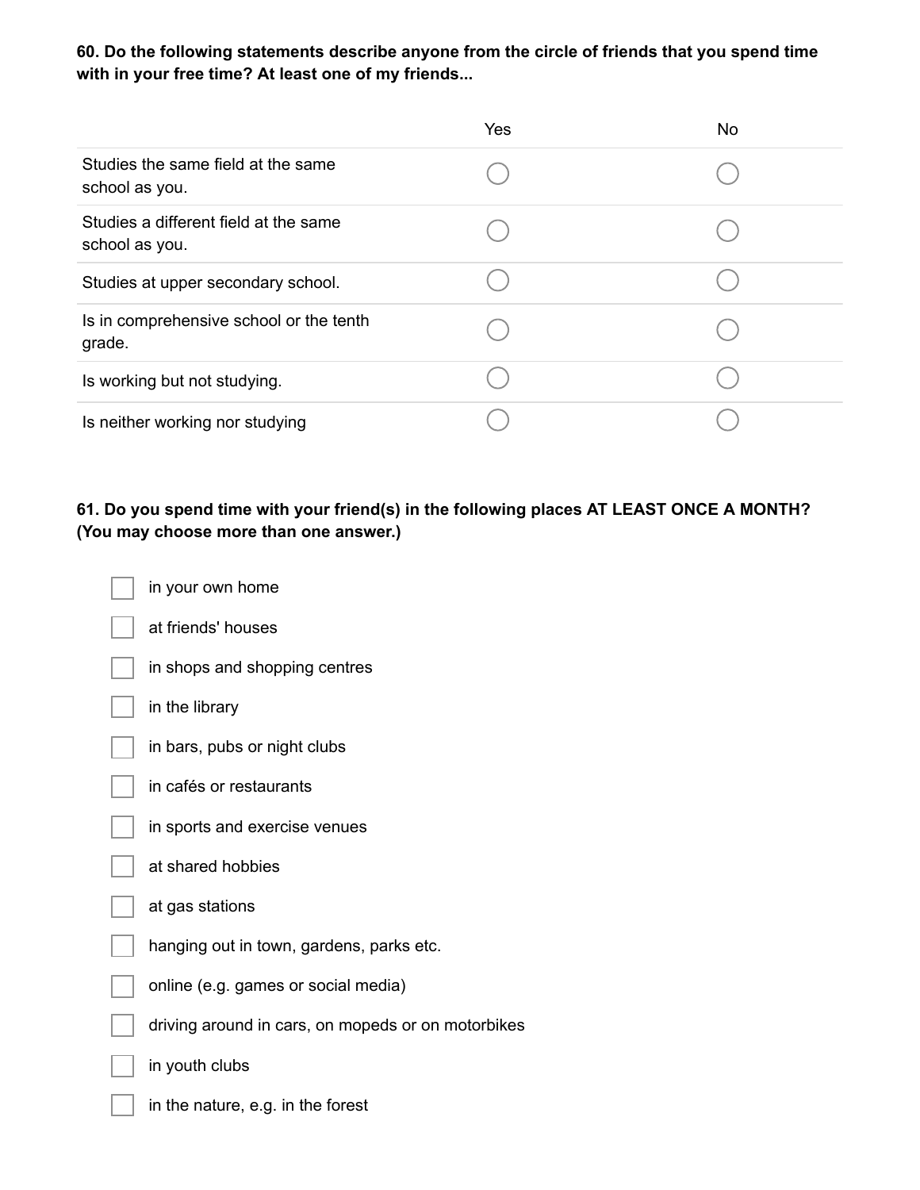**60. Do the following statements describe anyone from the circle of friends that you spend time with in your free time? At least one of my friends...**

| | Yes | No |
|---|---|---|
| Studies the same field at the same school as you. | ◯ | ◯ |
| Studies a different field at the same school as you. | ◯ | ◯ |
| Studies at upper secondary school. | ◯ | ◯ |
| Is in comprehensive school or the tenth grade. | ◯ | ◯ |
| Is working but not studying. | ◯ | ◯ |
| Is neither working nor studying | ◯ | ◯ |

**61. Do you spend time with your friend(s) in the following places AT LEAST ONCE A MONTH? (You may choose more than one answer.)**

- ☐ in your own home
- ☐ at friends' houses
- ☐ in shops and shopping centres
- ☐ in the library
- ☐ in bars, pubs or night clubs
- ☐ in cafés or restaurants
- ☐ in sports and exercise venues
- ☐ at shared hobbies
- ☐ at gas stations
- ☐ hanging out in town, gardens, parks etc.
- ☐ online (e.g. games or social media)
- ☐ driving around in cars, on mopeds or on motorbikes
- ☐ in youth clubs
- ☐ in the nature, e.g. in the forest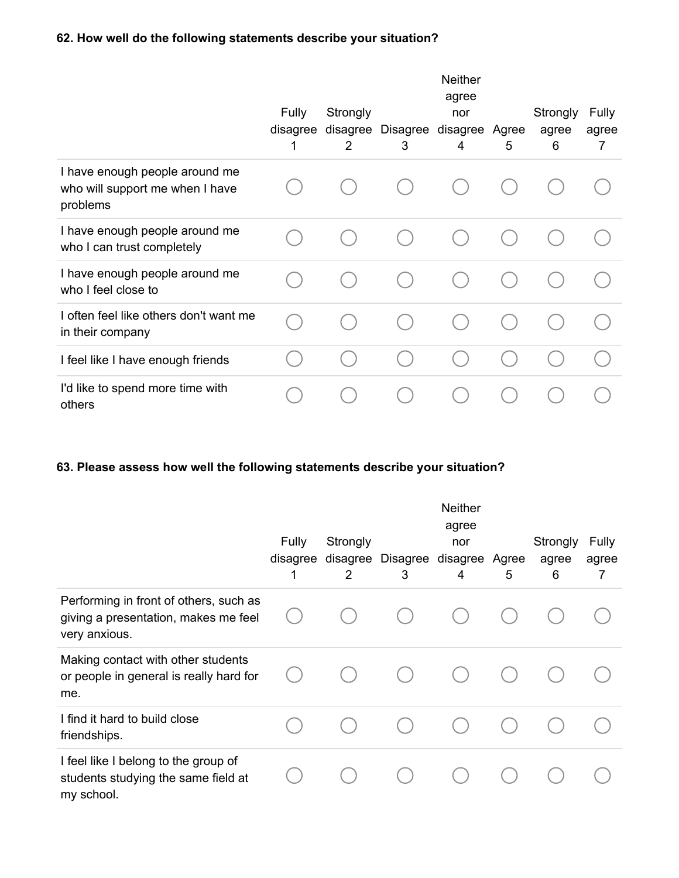**62. How well do the following statements describe your situation?**

| | Fully disagree 1 | Strongly disagree 2 | Disagree 3 | Neither agree nor disagree 4 | Agree 5 | Strongly agree 6 | Fully agree 7 |
|---|---|---|---|---|---|---|---|
| I have enough people around me who will support me when I have problems | ○ | ○ | ○ | ○ | ○ | ○ | ○ |
| I have enough people around me who I can trust completely | ○ | ○ | ○ | ○ | ○ | ○ | ○ |
| I have enough people around me who I feel close to | ○ | ○ | ○ | ○ | ○ | ○ | ○ |
| I often feel like others don't want me in their company | ○ | ○ | ○ | ○ | ○ | ○ | ○ |
| I feel like I have enough friends | ○ | ○ | ○ | ○ | ○ | ○ | ○ |
| I'd like to spend more time with others | ○ | ○ | ○ | ○ | ○ | ○ | ○ |

**63. Please assess how well the following statements describe your situation?**

| | Fully disagree 1 | Strongly disagree 2 | Disagree 3 | Neither agree nor disagree 4 | Agree 5 | Strongly agree 6 | Fully agree 7 |
|---|---|---|---|---|---|---|---|
| Performing in front of others, such as giving a presentation, makes me feel very anxious. | ○ | ○ | ○ | ○ | ○ | ○ | ○ |
| Making contact with other students or people in general is really hard for me. | ○ | ○ | ○ | ○ | ○ | ○ | ○ |
| I find it hard to build close friendships. | ○ | ○ | ○ | ○ | ○ | ○ | ○ |
| I feel like I belong to the group of students studying the same field at my school. | ○ | ○ | ○ | ○ | ○ | ○ | ○ |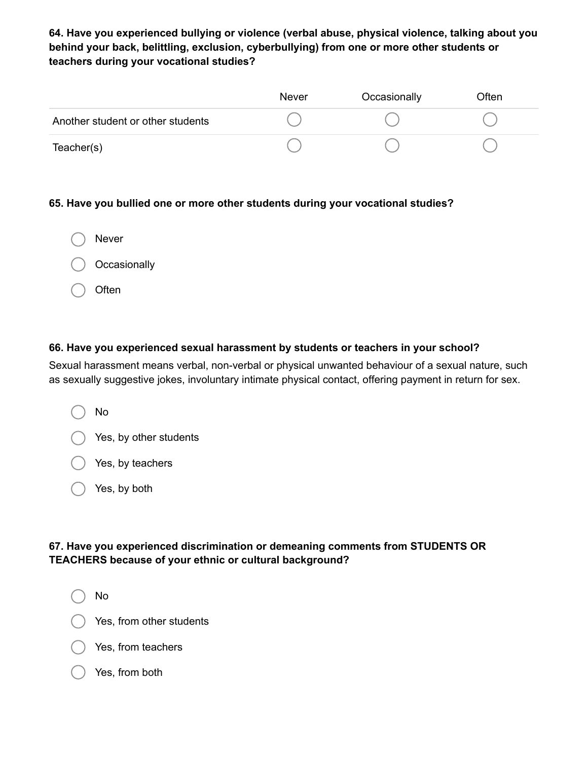**64. Have you experienced bullying or violence (verbal abuse, physical violence, talking about you behind your back, belittling, exclusion, cyberbullying) from one or more other students or teachers during your vocational studies?**

| | Never | Occasionally | Often |
|---|---|---|---|
| Another student or other students | ○ | ○ | ○ |
| Teacher(s) | ○ | ○ | ○ |

**65. Have you bullied one or more other students during your vocational studies?**

- ○ Never
- ○ Occasionally
- ○ Often

**66. Have you experienced sexual harassment by students or teachers in your school?**

Sexual harassment means verbal, non-verbal or physical unwanted behaviour of a sexual nature, such as sexually suggestive jokes, involuntary intimate physical contact, offering payment in return for sex.

- ○ No
- ○ Yes, by other students
- ○ Yes, by teachers
- ○ Yes, by both

**67. Have you experienced discrimination or demeaning comments from STUDENTS OR TEACHERS because of your ethnic or cultural background?**

- ○ No
- ○ Yes, from other students
- ○ Yes, from teachers
- ○ Yes, from both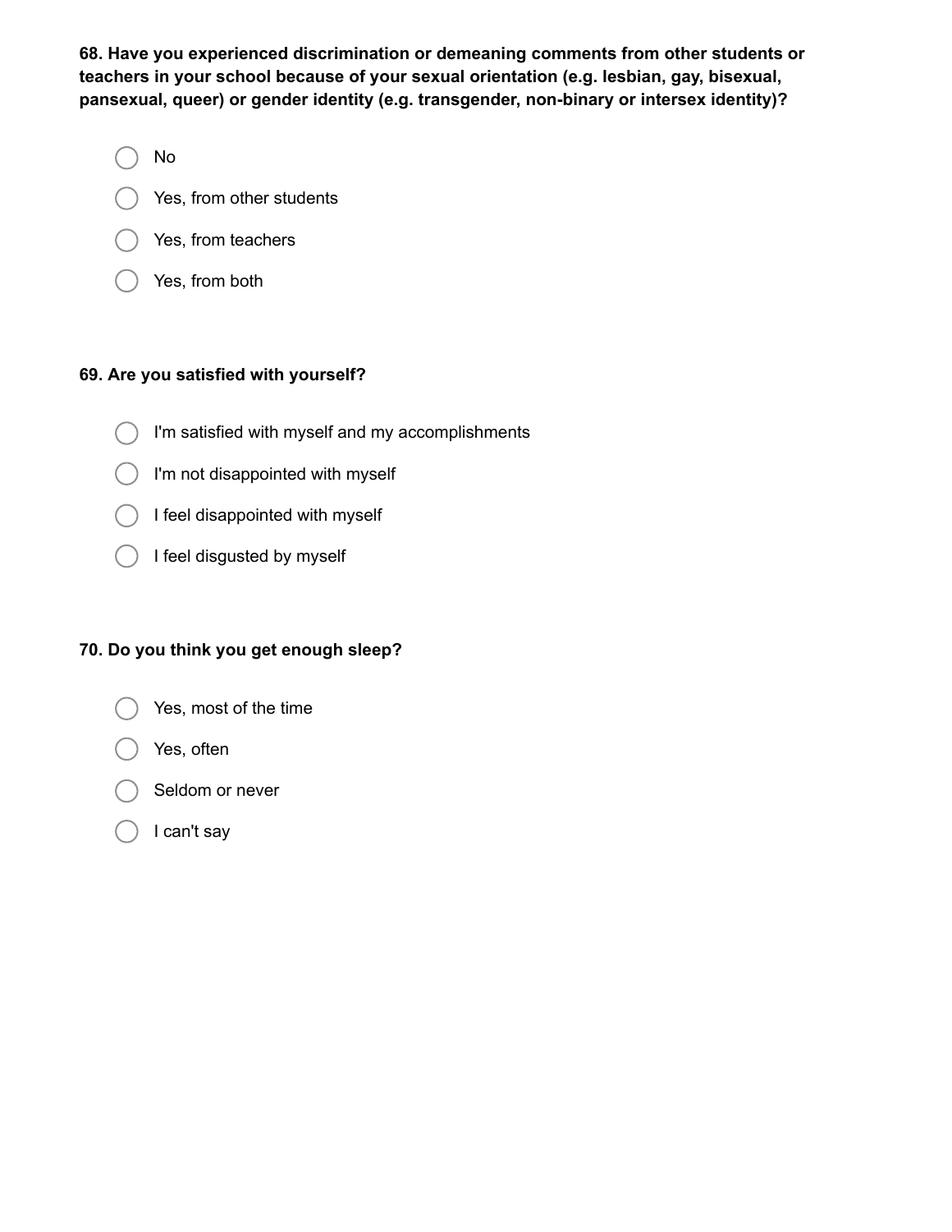**68. Have you experienced discrimination or demeaning comments from other students or teachers in your school because of your sexual orientation (e.g. lesbian, gay, bisexual, pansexual, queer) or gender identity (e.g. transgender, non-binary or intersex identity)?**

- ◯ No
- ◯ Yes, from other students
- ◯ Yes, from teachers
- ◯ Yes, from both

**69. Are you satisfied with yourself?**

- ◯ I'm satisfied with myself and my accomplishments
- ◯ I'm not disappointed with myself
- ◯ I feel disappointed with myself
- ◯ I feel disgusted by myself

**70. Do you think you get enough sleep?**

- ◯ Yes, most of the time
- ◯ Yes, often
- ◯ Seldom or never
- ◯ I can't say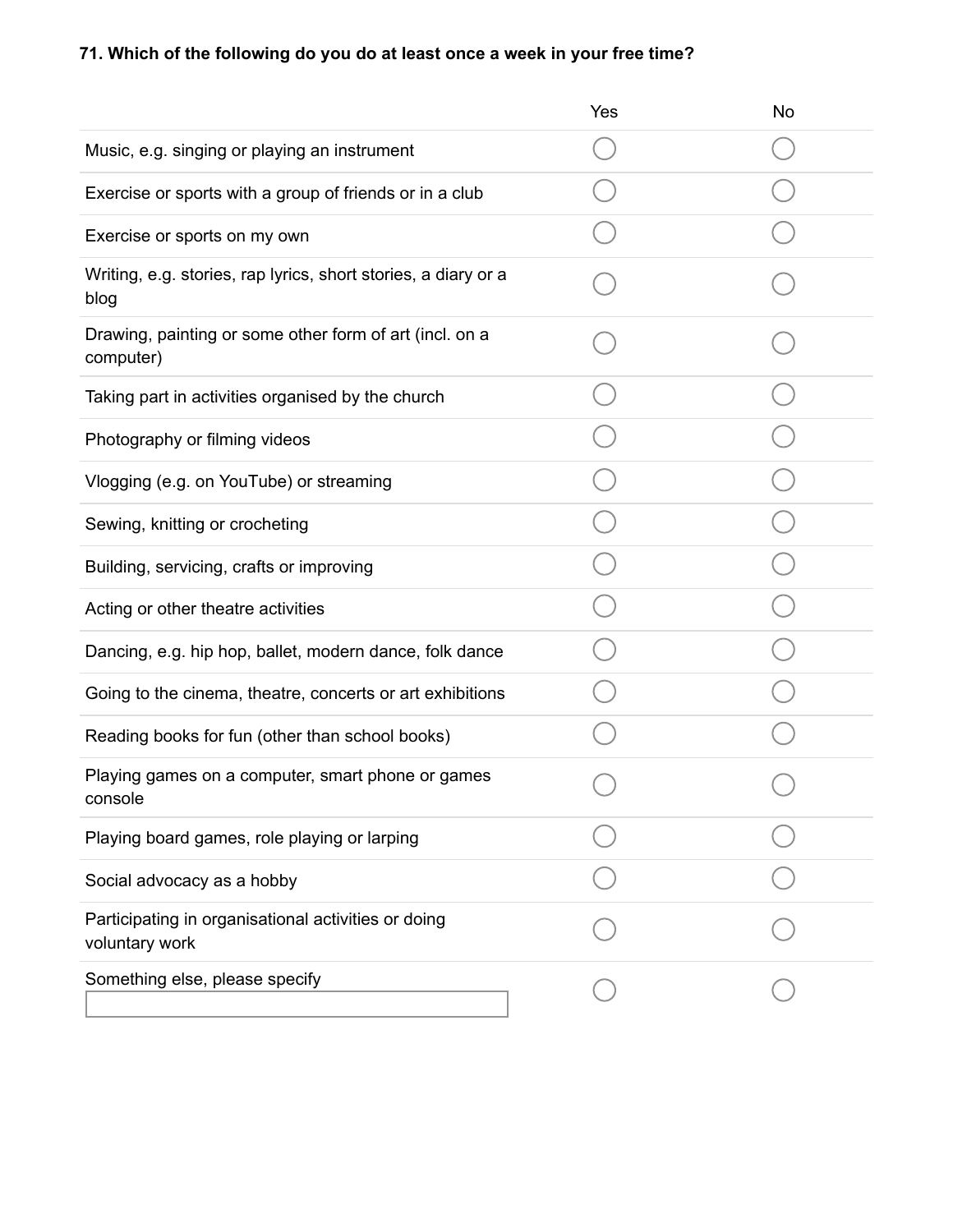**71. Which of the following do you do at least once a week in your free time?**

| | Yes | No |
|---|---|---|
| Music, e.g. singing or playing an instrument | ○ | ○ |
| Exercise or sports with a group of friends or in a club | ○ | ○ |
| Exercise or sports on my own | ○ | ○ |
| Writing, e.g. stories, rap lyrics, short stories, a diary or a blog | ○ | ○ |
| Drawing, painting or some other form of art (incl. on a computer) | ○ | ○ |
| Taking part in activities organised by the church | ○ | ○ |
| Photography or filming videos | ○ | ○ |
| Vlogging (e.g. on YouTube) or streaming | ○ | ○ |
| Sewing, knitting or crocheting | ○ | ○ |
| Building, servicing, crafts or improving | ○ | ○ |
| Acting or other theatre activities | ○ | ○ |
| Dancing, e.g. hip hop, ballet, modern dance, folk dance | ○ | ○ |
| Going to the cinema, theatre, concerts or art exhibitions | ○ | ○ |
| Reading books for fun (other than school books) | ○ | ○ |
| Playing games on a computer, smart phone or games console | ○ | ○ |
| Playing board games, role playing or larping | ○ | ○ |
| Social advocacy as a hobby | ○ | ○ |
| Participating in organisational activities or doing voluntary work | ○ | ○ |
| Something else, please specify ________ | ○ | ○ |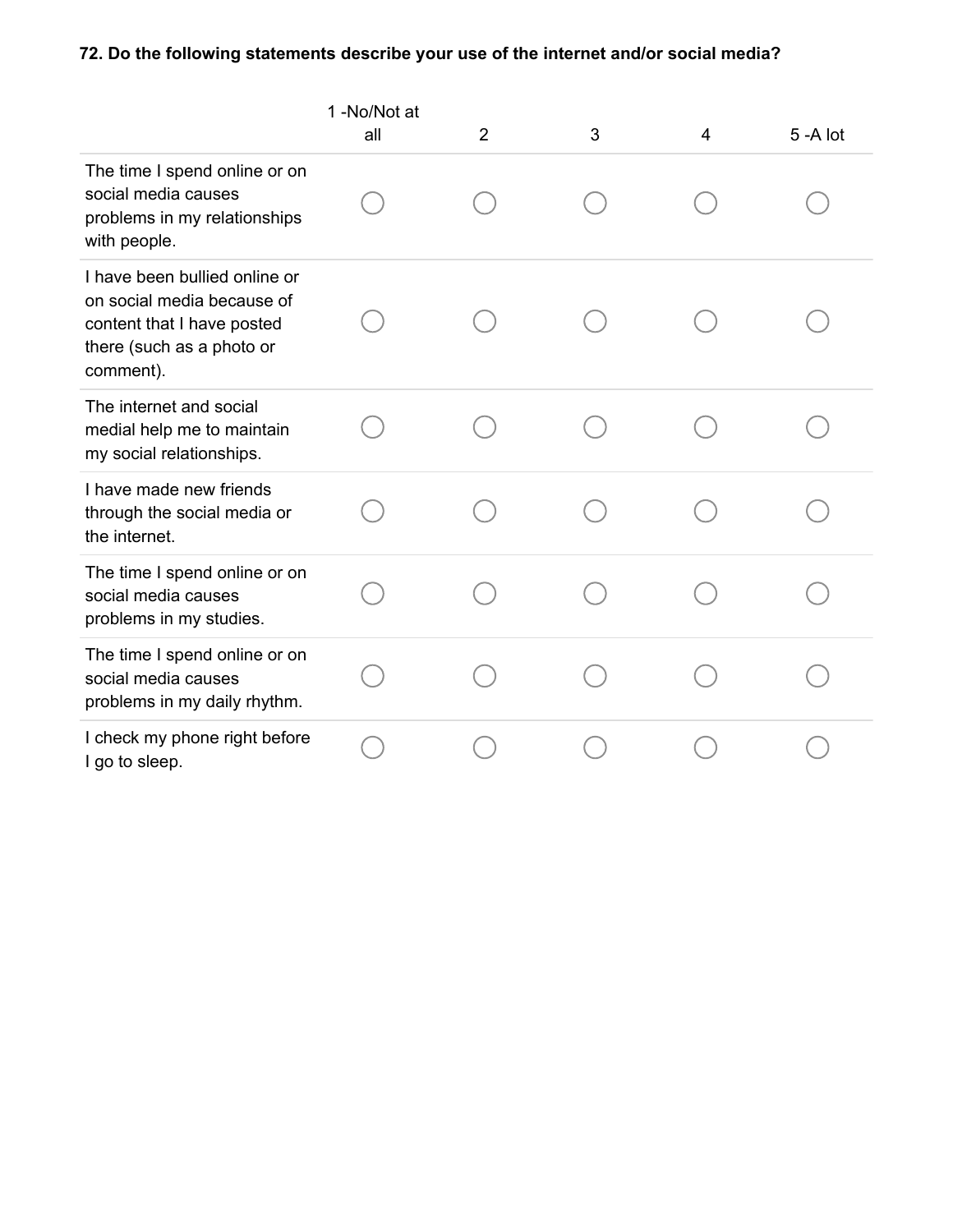**72. Do the following statements describe your use of the internet and/or social media?**

| | 1 -No/Not at all | 2 | 3 | 4 | 5 -A lot |
|---|---|---|---|---|---|
| The time I spend online or on social media causes problems in my relationships with people. | ◯ | ◯ | ◯ | ◯ | ◯ |
| I have been bullied online or on social media because of content that I have posted there (such as a photo or comment). | ◯ | ◯ | ◯ | ◯ | ◯ |
| The internet and social medial help me to maintain my social relationships. | ◯ | ◯ | ◯ | ◯ | ◯ |
| I have made new friends through the social media or the internet. | ◯ | ◯ | ◯ | ◯ | ◯ |
| The time I spend online or on social media causes problems in my studies. | ◯ | ◯ | ◯ | ◯ | ◯ |
| The time I spend online or on social media causes problems in my daily rhythm. | ◯ | ◯ | ◯ | ◯ | ◯ |
| I check my phone right before I go to sleep. | ◯ | ◯ | ◯ | ◯ | ◯ |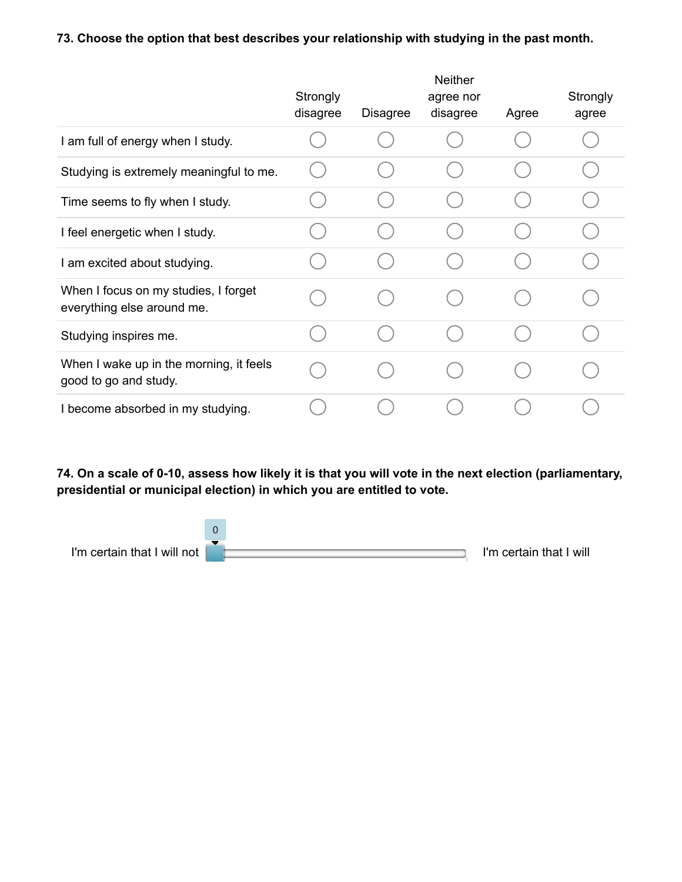**73. Choose the option that best describes your relationship with studying in the past month.**

| | Strongly disagree | Disagree | Neither agree nor disagree | Agree | Strongly agree |
|---|---|---|---|---|---|
| I am full of energy when I study. | ○ | ○ | ○ | ○ | ○ |
| Studying is extremely meaningful to me. | ○ | ○ | ○ | ○ | ○ |
| Time seems to fly when I study. | ○ | ○ | ○ | ○ | ○ |
| I feel energetic when I study. | ○ | ○ | ○ | ○ | ○ |
| I am excited about studying. | ○ | ○ | ○ | ○ | ○ |
| When I focus on my studies, I forget everything else around me. | ○ | ○ | ○ | ○ | ○ |
| Studying inspires me. | ○ | ○ | ○ | ○ | ○ |
| When I wake up in the morning, it feels good to go and study. | ○ | ○ | ○ | ○ | ○ |
| I become absorbed in my studying. | ○ | ○ | ○ | ○ | ○ |

**74. On a scale of 0-10, assess how likely it is that you will vote in the next election (parliamentary, presidential or municipal election) in which you are entitled to vote.**

I'm certain that I will not [0] ———————————— I'm certain that I will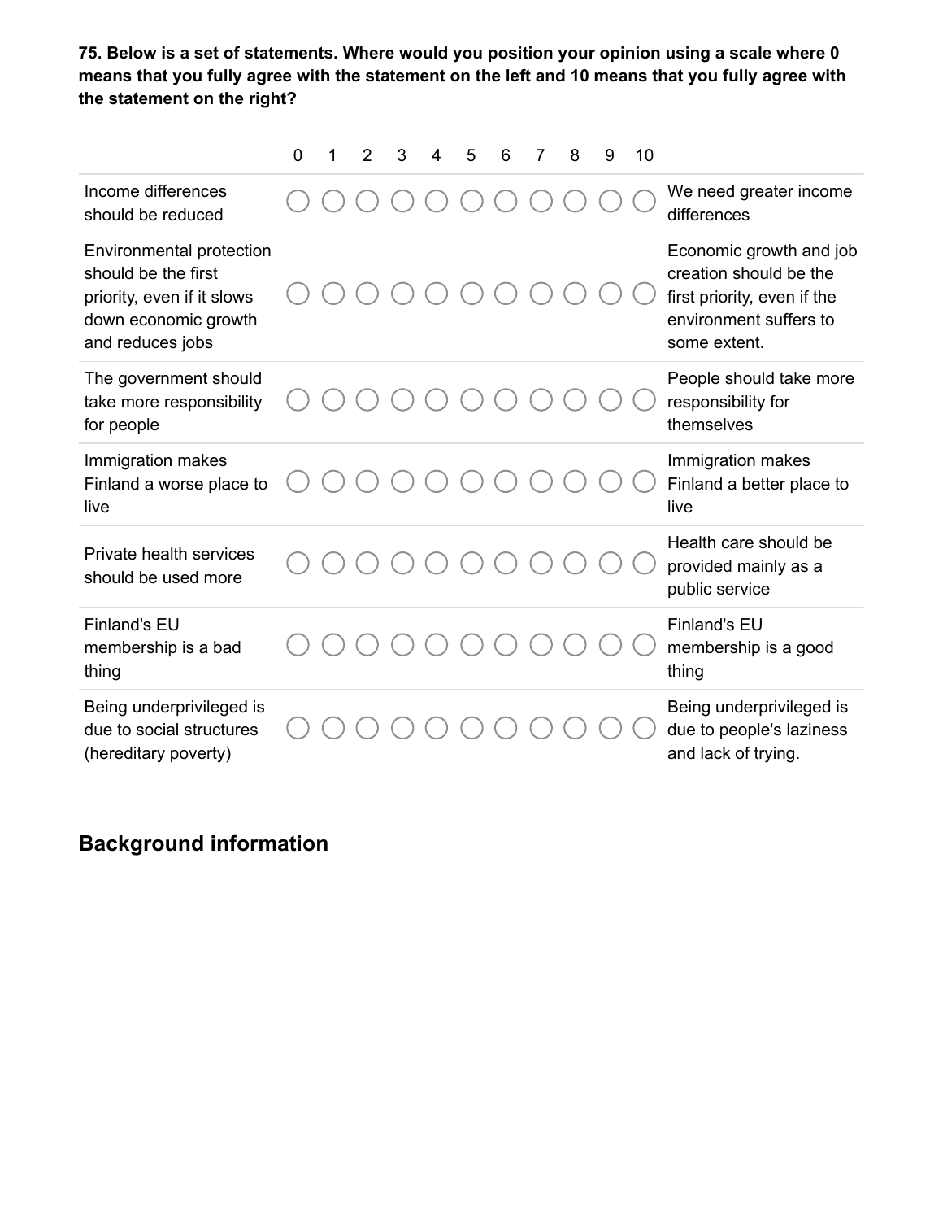**75. Below is a set of statements. Where would you position your opinion using a scale where 0 means that you fully agree with the statement on the left and 10 means that you fully agree with the statement on the right?**

| | 0 | 1 | 2 | 3 | 4 | 5 | 6 | 7 | 8 | 9 | 10 | |
|---|---|---|---|---|---|---|---|---|---|---|---|---|
| Income differences should be reduced | ◯ | ◯ | ◯ | ◯ | ◯ | ◯ | ◯ | ◯ | ◯ | ◯ | ◯ | We need greater income differences |
| Environmental protection should be the first priority, even if it slows down economic growth and reduces jobs | ◯ | ◯ | ◯ | ◯ | ◯ | ◯ | ◯ | ◯ | ◯ | ◯ | ◯ | Economic growth and job creation should be the first priority, even if the environment suffers to some extent. |
| The government should take more responsibility for people | ◯ | ◯ | ◯ | ◯ | ◯ | ◯ | ◯ | ◯ | ◯ | ◯ | ◯ | People should take more responsibility for themselves |
| Immigration makes Finland a worse place to live | ◯ | ◯ | ◯ | ◯ | ◯ | ◯ | ◯ | ◯ | ◯ | ◯ | ◯ | Immigration makes Finland a better place to live |
| Private health services should be used more | ◯ | ◯ | ◯ | ◯ | ◯ | ◯ | ◯ | ◯ | ◯ | ◯ | ◯ | Health care should be provided mainly as a public service |
| Finland's EU membership is a bad thing | ◯ | ◯ | ◯ | ◯ | ◯ | ◯ | ◯ | ◯ | ◯ | ◯ | ◯ | Finland's EU membership is a good thing |
| Being underprivileged is due to social structures (hereditary poverty) | ◯ | ◯ | ◯ | ◯ | ◯ | ◯ | ◯ | ◯ | ◯ | ◯ | ◯ | Being underprivileged is due to people's laziness and lack of trying. |

## Background information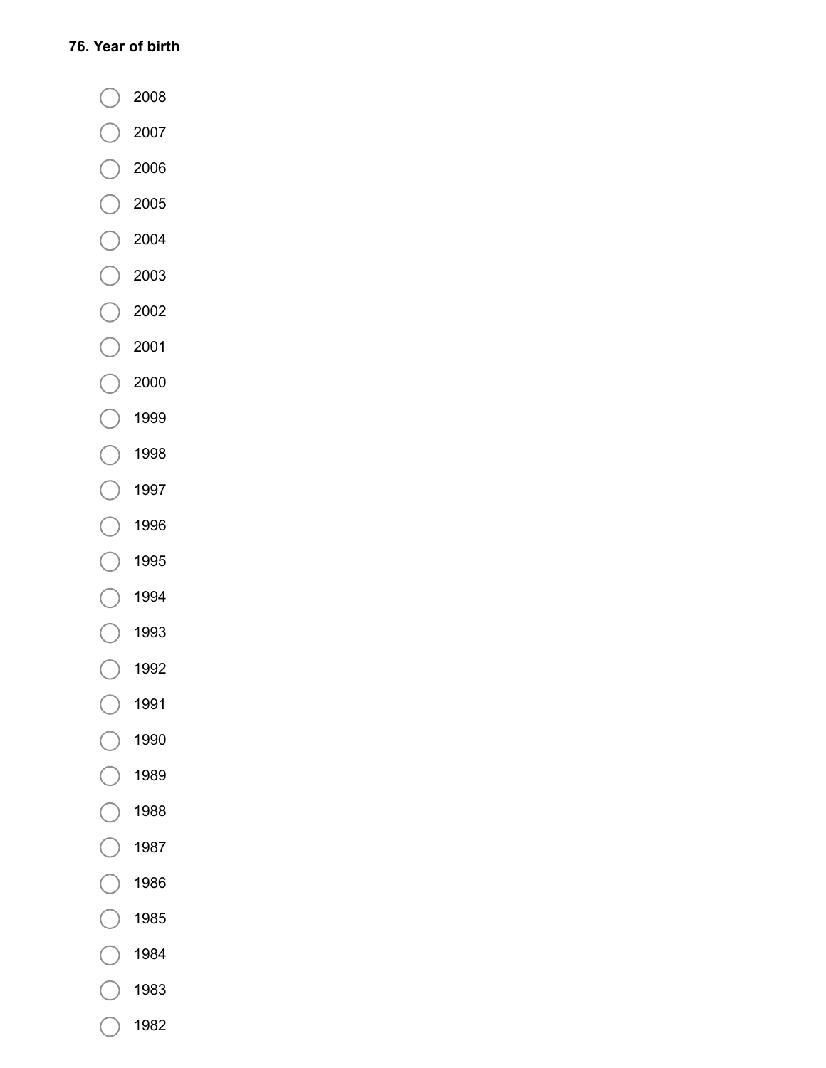**76. Year of birth**

- ○ 2008
- ○ 2007
- ○ 2006
- ○ 2005
- ○ 2004
- ○ 2003
- ○ 2002
- ○ 2001
- ○ 2000
- ○ 1999
- ○ 1998
- ○ 1997
- ○ 1996
- ○ 1995
- ○ 1994
- ○ 1993
- ○ 1992
- ○ 1991
- ○ 1990
- ○ 1989
- ○ 1988
- ○ 1987
- ○ 1986
- ○ 1985
- ○ 1984
- ○ 1983
- ○ 1982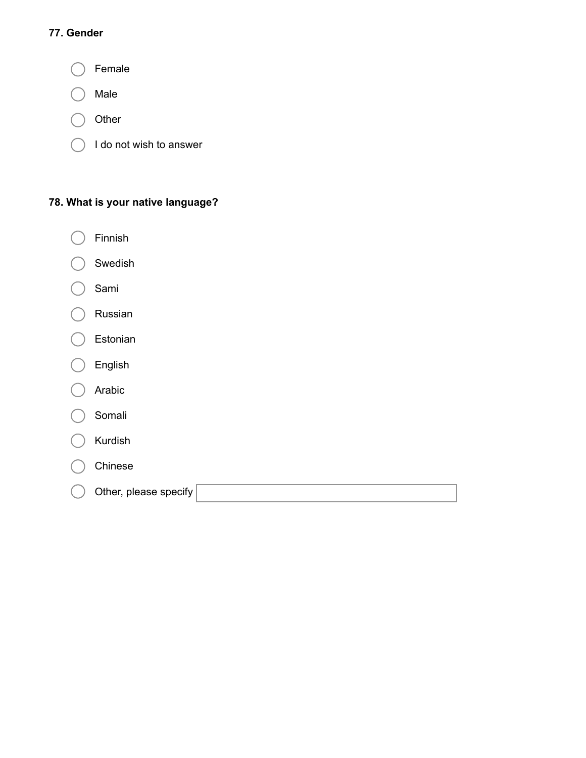**77. Gender**

- ◯ Female
- ◯ Male
- ◯ Other
- ◯ I do not wish to answer

**78. What is your native language?**

- ◯ Finnish
- ◯ Swedish
- ◯ Sami
- ◯ Russian
- ◯ Estonian
- ◯ English
- ◯ Arabic
- ◯ Somali
- ◯ Kurdish
- ◯ Chinese
- ◯ Other, please specify ____________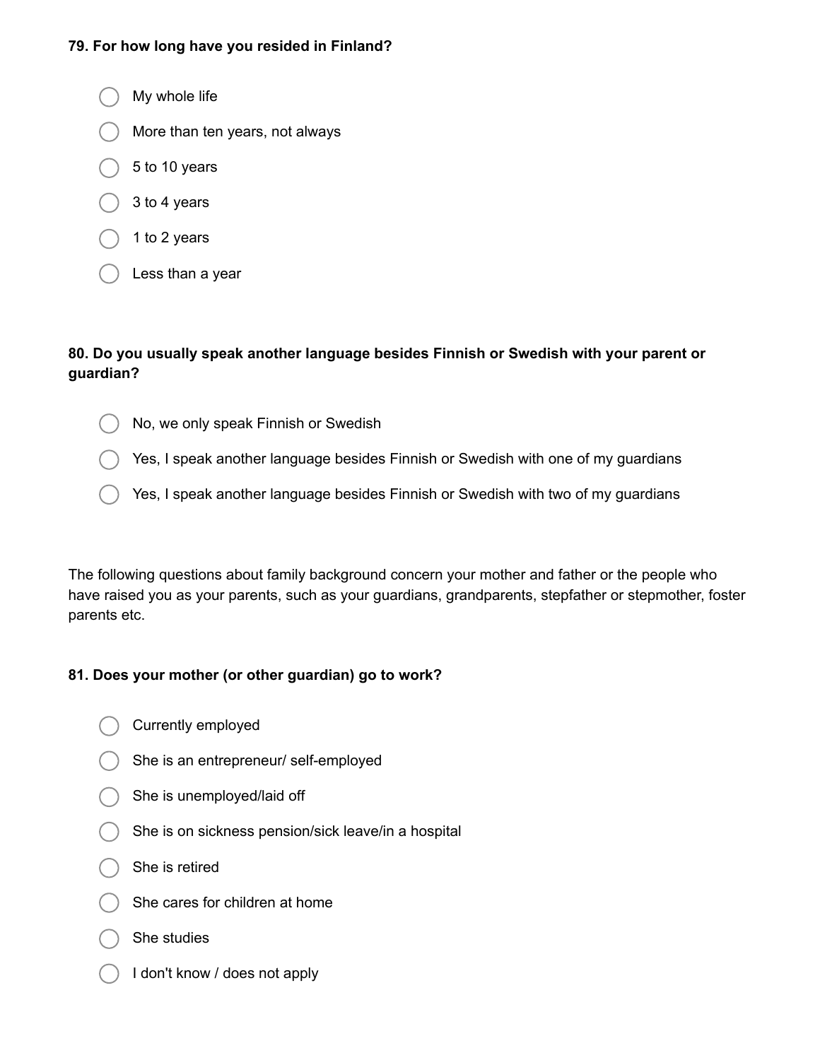**79. For how long have you resided in Finland?**

- My whole life
- More than ten years, not always
- 5 to 10 years
- 3 to 4 years
- 1 to 2 years
- Less than a year

**80. Do you usually speak another language besides Finnish or Swedish with your parent or guardian?**

- No, we only speak Finnish or Swedish
- Yes, I speak another language besides Finnish or Swedish with one of my guardians
- Yes, I speak another language besides Finnish or Swedish with two of my guardians

The following questions about family background concern your mother and father or the people who have raised you as your parents, such as your guardians, grandparents, stepfather or stepmother, foster parents etc.

**81. Does your mother (or other guardian) go to work?**

- Currently employed
- She is an entrepreneur/ self-employed
- She is unemployed/laid off
- She is on sickness pension/sick leave/in a hospital
- She is retired
- She cares for children at home
- She studies
- I don't know / does not apply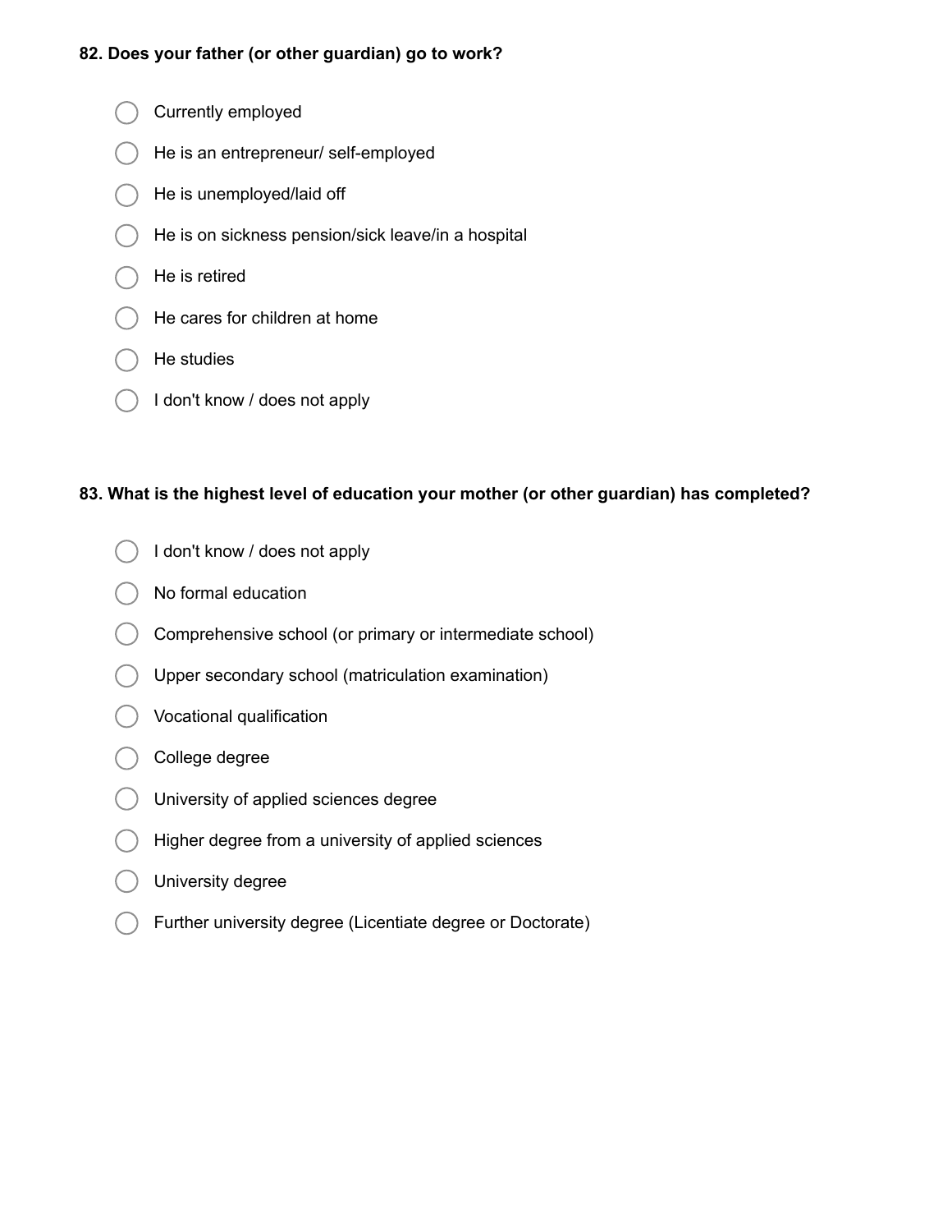**82. Does your father (or other guardian) go to work?**

- ◯ Currently employed
- ◯ He is an entrepreneur/ self-employed
- ◯ He is unemployed/laid off
- ◯ He is on sickness pension/sick leave/in a hospital
- ◯ He is retired
- ◯ He cares for children at home
- ◯ He studies
- ◯ I don't know / does not apply

**83. What is the highest level of education your mother (or other guardian) has completed?**

- ◯ I don't know / does not apply
- ◯ No formal education
- ◯ Comprehensive school (or primary or intermediate school)
- ◯ Upper secondary school (matriculation examination)
- ◯ Vocational qualification
- ◯ College degree
- ◯ University of applied sciences degree
- ◯ Higher degree from a university of applied sciences
- ◯ University degree
- ◯ Further university degree (Licentiate degree or Doctorate)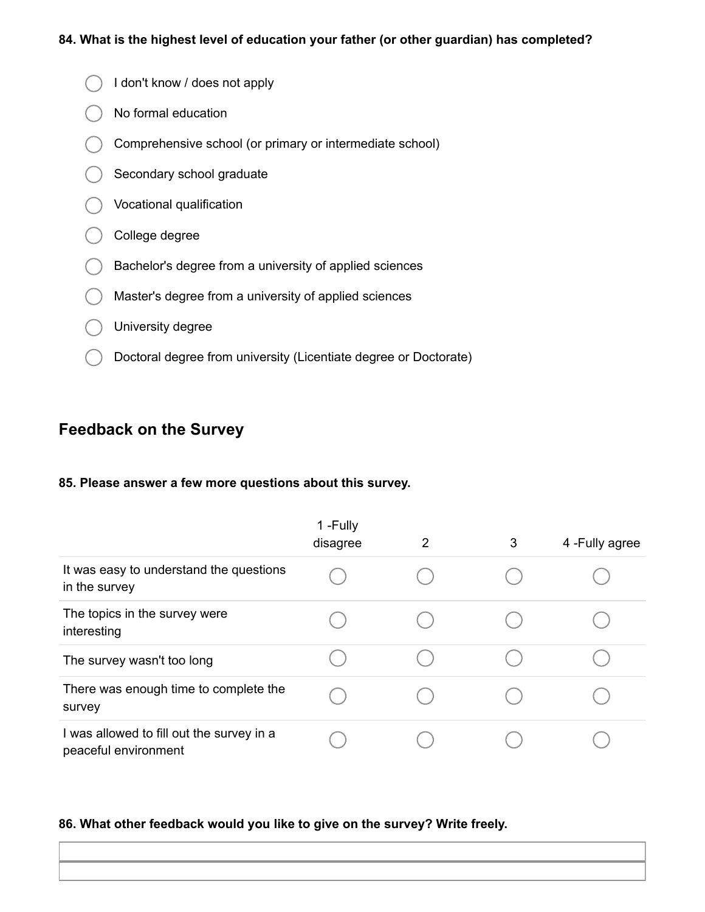**84. What is the highest level of education your father (or other guardian) has completed?**

- ◯ I don't know / does not apply
- ◯ No formal education
- ◯ Comprehensive school (or primary or intermediate school)
- ◯ Secondary school graduate
- ◯ Vocational qualification
- ◯ College degree
- ◯ Bachelor's degree from a university of applied sciences
- ◯ Master's degree from a university of applied sciences
- ◯ University degree
- ◯ Doctoral degree from university (Licentiate degree or Doctorate)

## Feedback on the Survey

**85. Please answer a few more questions about this survey.**

| | 1 -Fully disagree | 2 | 3 | 4 -Fully agree |
|---|---|---|---|---|
| It was easy to understand the questions in the survey | ◯ | ◯ | ◯ | ◯ |
| The topics in the survey were interesting | ◯ | ◯ | ◯ | ◯ |
| The survey wasn't too long | ◯ | ◯ | ◯ | ◯ |
| There was enough time to complete the survey | ◯ | ◯ | ◯ | ◯ |
| I was allowed to fill out the survey in a peaceful environment | ◯ | ◯ | ◯ | ◯ |

**86. What other feedback would you like to give on the survey? Write freely.**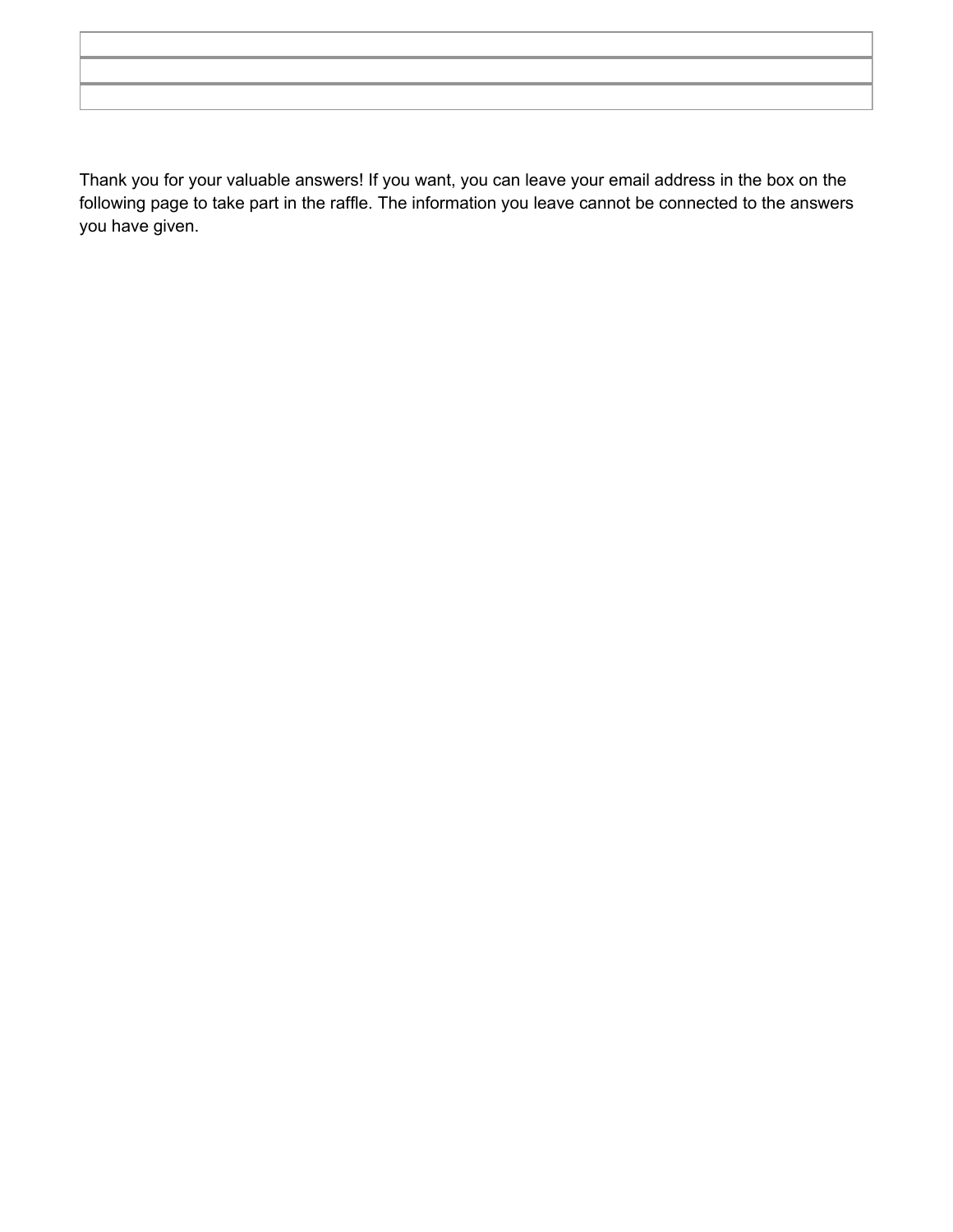| |
|---|
| |
| |

Thank you for your valuable answers! If you want, you can leave your email address in the box on the following page to take part in the raffle. The information you leave cannot be connected to the answers you have given.